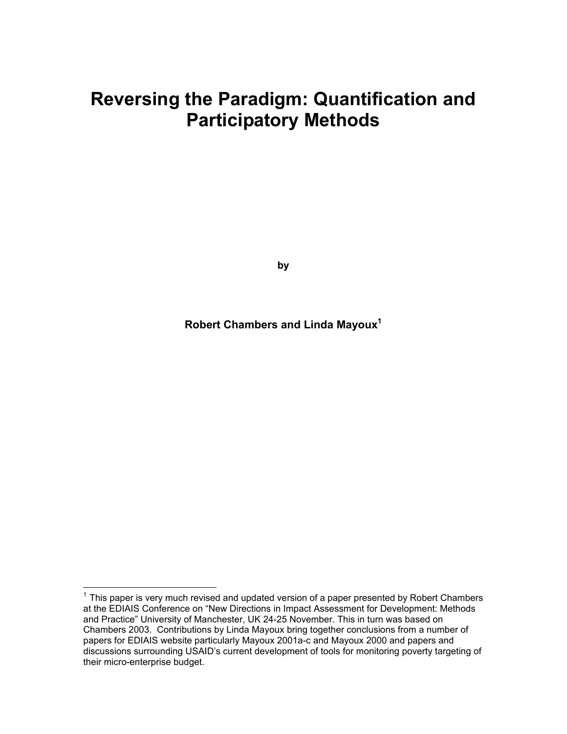# Reversing the Paradigm: Quantification and Participatory Methods

**by**

**Robert Chambers and Linda Mayoux[1]**

---

[1] This paper is very much revised and updated version of a paper presented by Robert Chambers at the EDIAIS Conference on "New Directions in Impact Assessment for Development: Methods and Practice" University of Manchester, UK 24-25 November. This in turn was based on Chambers 2003. Contributions by Linda Mayoux bring together conclusions from a number of papers for EDIAIS website particularly Mayoux 2001a-c and Mayoux 2000 and papers and discussions surrounding USAID's current development of tools for monitoring poverty targeting of their micro-enterprise budget.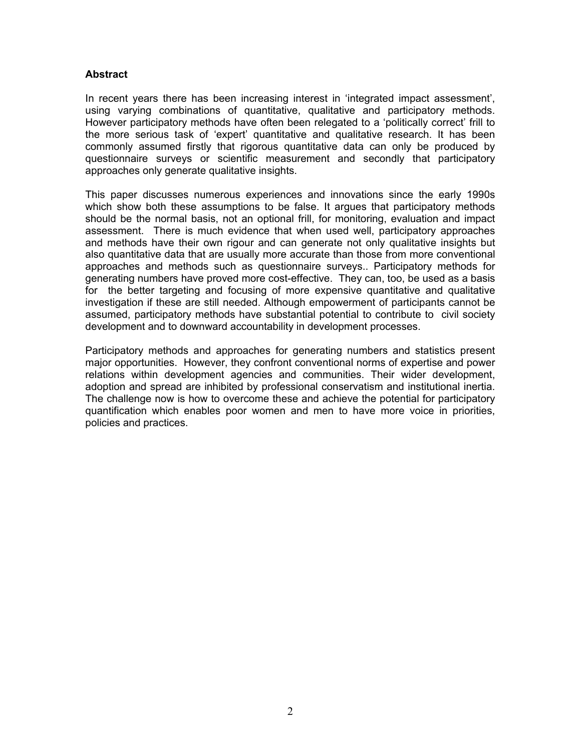**Abstract**

In recent years there has been increasing interest in 'integrated impact assessment', using varying combinations of quantitative, qualitative and participatory methods. However participatory methods have often been relegated to a 'politically correct' frill to the more serious task of 'expert' quantitative and qualitative research. It has been commonly assumed firstly that rigorous quantitative data can only be produced by questionnaire surveys or scientific measurement and secondly that participatory approaches only generate qualitative insights.

This paper discusses numerous experiences and innovations since the early 1990s which show both these assumptions to be false. It argues that participatory methods should be the normal basis, not an optional frill, for monitoring, evaluation and impact assessment. There is much evidence that when used well, participatory approaches and methods have their own rigour and can generate not only qualitative insights but also quantitative data that are usually more accurate than those from more conventional approaches and methods such as questionnaire surveys.. Participatory methods for generating numbers have proved more cost-effective. They can, too, be used as a basis for the better targeting and focusing of more expensive quantitative and qualitative investigation if these are still needed. Although empowerment of participants cannot be assumed, participatory methods have substantial potential to contribute to civil society development and to downward accountability in development processes.

Participatory methods and approaches for generating numbers and statistics present major opportunities. However, they confront conventional norms of expertise and power relations within development agencies and communities. Their wider development, adoption and spread are inhibited by professional conservatism and institutional inertia. The challenge now is how to overcome these and achieve the potential for participatory quantification which enables poor women and men to have more voice in priorities, policies and practices.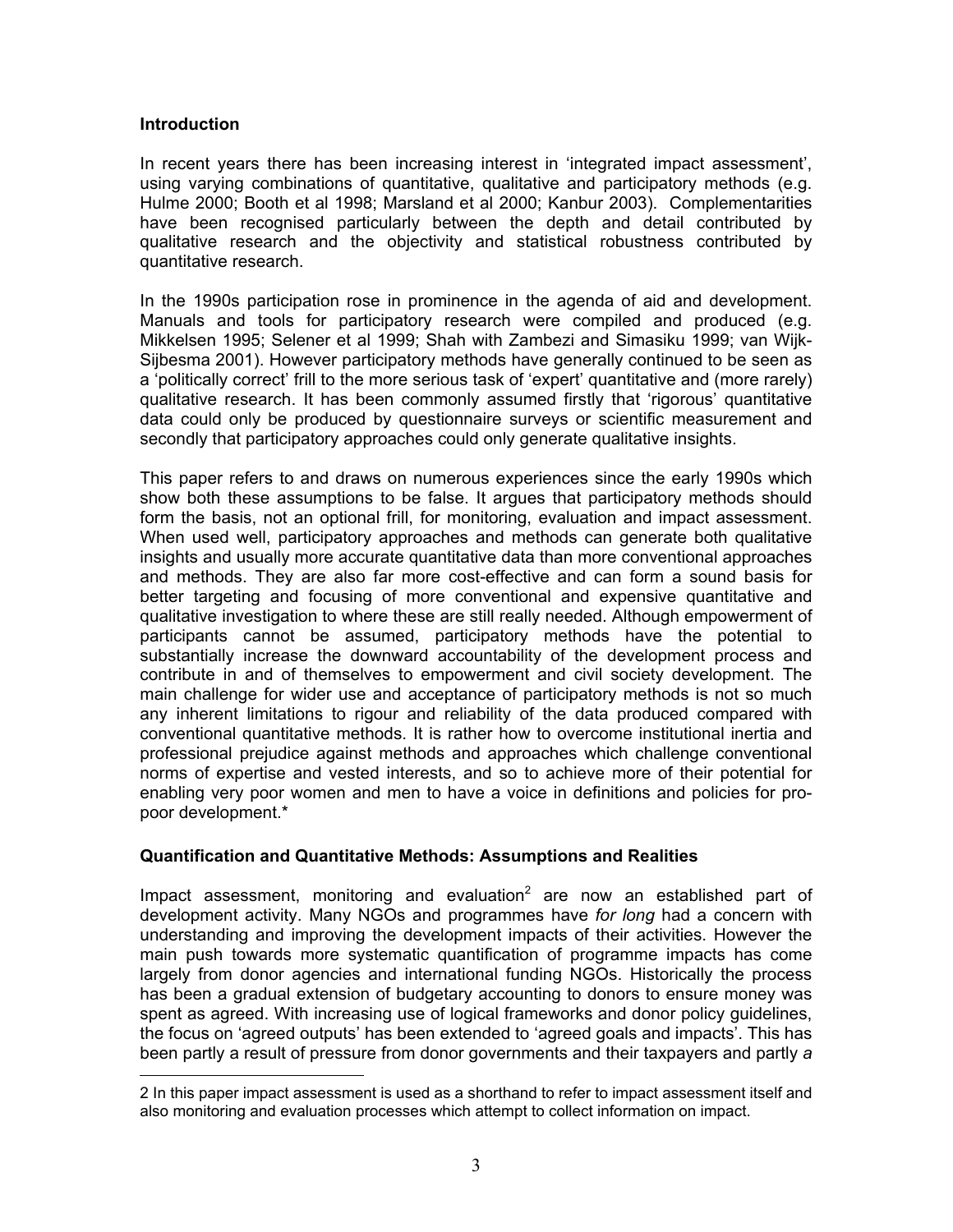## Introduction

In recent years there has been increasing interest in 'integrated impact assessment', using varying combinations of quantitative, qualitative and participatory methods (e.g. Hulme 2000; Booth et al 1998; Marsland et al 2000; Kanbur 2003). Complementarities have been recognised particularly between the depth and detail contributed by qualitative research and the objectivity and statistical robustness contributed by quantitative research.

In the 1990s participation rose in prominence in the agenda of aid and development. Manuals and tools for participatory research were compiled and produced (e.g. Mikkelsen 1995; Selener et al 1999; Shah with Zambezi and Simasiku 1999; van Wijk-Sijbesma 2001). However participatory methods have generally continued to be seen as a 'politically correct' frill to the more serious task of 'expert' quantitative and (more rarely) qualitative research. It has been commonly assumed firstly that 'rigorous' quantitative data could only be produced by questionnaire surveys or scientific measurement and secondly that participatory approaches could only generate qualitative insights.

This paper refers to and draws on numerous experiences since the early 1990s which show both these assumptions to be false. It argues that participatory methods should form the basis, not an optional frill, for monitoring, evaluation and impact assessment. When used well, participatory approaches and methods can generate both qualitative insights and usually more accurate quantitative data than more conventional approaches and methods. They are also far more cost-effective and can form a sound basis for better targeting and focusing of more conventional and expensive quantitative and qualitative investigation to where these are still really needed. Although empowerment of participants cannot be assumed, participatory methods have the potential to substantially increase the downward accountability of the development process and contribute in and of themselves to empowerment and civil society development. The main challenge for wider use and acceptance of participatory methods is not so much any inherent limitations to rigour and reliability of the data produced compared with conventional quantitative methods. It is rather how to overcome institutional inertia and professional prejudice against methods and approaches which challenge conventional norms of expertise and vested interests, and so to achieve more of their potential for enabling very poor women and men to have a voice in definitions and policies for pro-poor development.*

## Quantification and Quantitative Methods: Assumptions and Realities

Impact assessment, monitoring and evaluation[2] are now an established part of development activity. Many NGOs and programmes have *for long* had a concern with understanding and improving the development impacts of their activities. However the main push towards more systematic quantification of programme impacts has come largely from donor agencies and international funding NGOs. Historically the process has been a gradual extension of budgetary accounting to donors to ensure money was spent as agreed. With increasing use of logical frameworks and donor policy guidelines, the focus on 'agreed outputs' has been extended to 'agreed goals and impacts'. This has been partly a result of pressure from donor governments and their taxpayers and partly *a*

---

2 In this paper impact assessment is used as a shorthand to refer to impact assessment itself and also monitoring and evaluation processes which attempt to collect information on impact.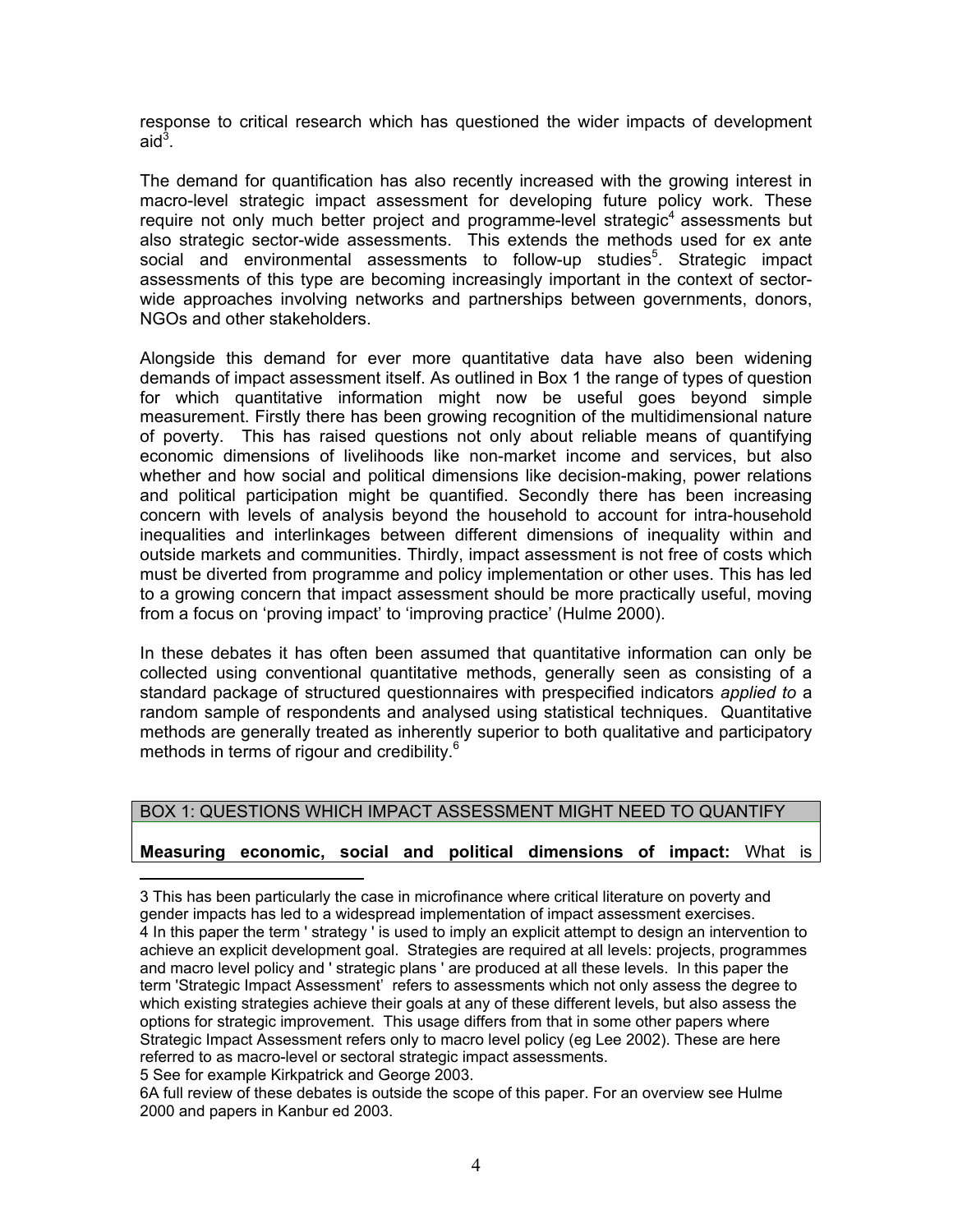response to critical research which has questioned the wider impacts of development aid[3].

The demand for quantification has also recently increased with the growing interest in macro-level strategic impact assessment for developing future policy work. These require not only much better project and programme-level strategic[4] assessments but also strategic sector-wide assessments. This extends the methods used for ex ante social and environmental assessments to follow-up studies[5]. Strategic impact assessments of this type are becoming increasingly important in the context of sector-wide approaches involving networks and partnerships between governments, donors, NGOs and other stakeholders.

Alongside this demand for ever more quantitative data have also been widening demands of impact assessment itself. As outlined in Box 1 the range of types of question for which quantitative information might now be useful goes beyond simple measurement. Firstly there has been growing recognition of the multidimensional nature of poverty. This has raised questions not only about reliable means of quantifying economic dimensions of livelihoods like non-market income and services, but also whether and how social and political dimensions like decision-making, power relations and political participation might be quantified. Secondly there has been increasing concern with levels of analysis beyond the household to account for intra-household inequalities and interlinkages between different dimensions of inequality within and outside markets and communities. Thirdly, impact assessment is not free of costs which must be diverted from programme and policy implementation or other uses. This has led to a growing concern that impact assessment should be more practically useful, moving from a focus on 'proving impact' to 'improving practice' (Hulme 2000).

In these debates it has often been assumed that quantitative information can only be collected using conventional quantitative methods, generally seen as consisting of a standard package of structured questionnaires with prespecified indicators *applied to* a random sample of respondents and analysed using statistical techniques. Quantitative methods are generally treated as inherently superior to both qualitative and participatory methods in terms of rigour and credibility.[6]

BOX 1: QUESTIONS WHICH IMPACT ASSESSMENT MIGHT NEED TO QUANTIFY

**Measuring economic, social and political dimensions of impact:** What is

---

3 This has been particularly the case in microfinance where critical literature on poverty and gender impacts has led to a widespread implementation of impact assessment exercises.

4 In this paper the term ' strategy ' is used to imply an explicit attempt to design an intervention to achieve an explicit development goal. Strategies are required at all levels: projects, programmes and macro level policy and ' strategic plans ' are produced at all these levels. In this paper the term 'Strategic Impact Assessment' refers to assessments which not only assess the degree to which existing strategies achieve their goals at any of these different levels, but also assess the options for strategic improvement. This usage differs from that in some other papers where Strategic Impact Assessment refers only to macro level policy (eg Lee 2002). These are here referred to as macro-level or sectoral strategic impact assessments.

5 See for example Kirkpatrick and George 2003.

6A full review of these debates is outside the scope of this paper. For an overview see Hulme 2000 and papers in Kanbur ed 2003.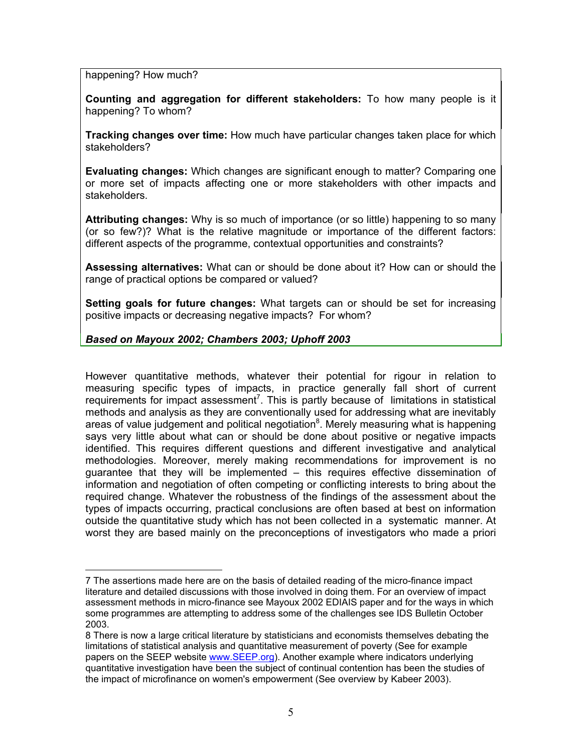happening? How much?

**Counting and aggregation for different stakeholders:** To how many people is it happening? To whom?

**Tracking changes over time:** How much have particular changes taken place for which stakeholders?

**Evaluating changes:** Which changes are significant enough to matter? Comparing one or more set of impacts affecting one or more stakeholders with other impacts and stakeholders.

**Attributing changes:** Why is so much of importance (or so little) happening to so many (or so few?)? What is the relative magnitude or importance of the different factors: different aspects of the programme, contextual opportunities and constraints?

**Assessing alternatives:** What can or should be done about it? How can or should the range of practical options be compared or valued?

**Setting goals for future changes:** What targets can or should be set for increasing positive impacts or decreasing negative impacts? For whom?

***Based on Mayoux 2002; Chambers 2003; Uphoff 2003***

However quantitative methods, whatever their potential for rigour in relation to measuring specific types of impacts, in practice generally fall short of current requirements for impact assessment[7]. This is partly because of limitations in statistical methods and analysis as they are conventionally used for addressing what are inevitably areas of value judgement and political negotiation[8]. Merely measuring what is happening says very little about what can or should be done about positive or negative impacts identified. This requires different questions and different investigative and analytical methodologies. Moreover, merely making recommendations for improvement is no guarantee that they will be implemented – this requires effective dissemination of information and negotiation of often competing or conflicting interests to bring about the required change. Whatever the robustness of the findings of the assessment about the types of impacts occurring, practical conclusions are often based at best on information outside the quantitative study which has not been collected in a systematic manner. At worst they are based mainly on the preconceptions of investigators who made a priori

---

7 The assertions made here are on the basis of detailed reading of the micro-finance impact literature and detailed discussions with those involved in doing them. For an overview of impact assessment methods in micro-finance see Mayoux 2002 EDIAIS paper and for the ways in which some programmes are attempting to address some of the challenges see IDS Bulletin October 2003.

8 There is now a large critical literature by statisticians and economists themselves debating the limitations of statistical analysis and quantitative measurement of poverty (See for example papers on the SEEP website www.SEEP.org). Another example where indicators underlying quantitative investigation have been the subject of continual contention has been the studies of the impact of microfinance on women's empowerment (See overview by Kabeer 2003).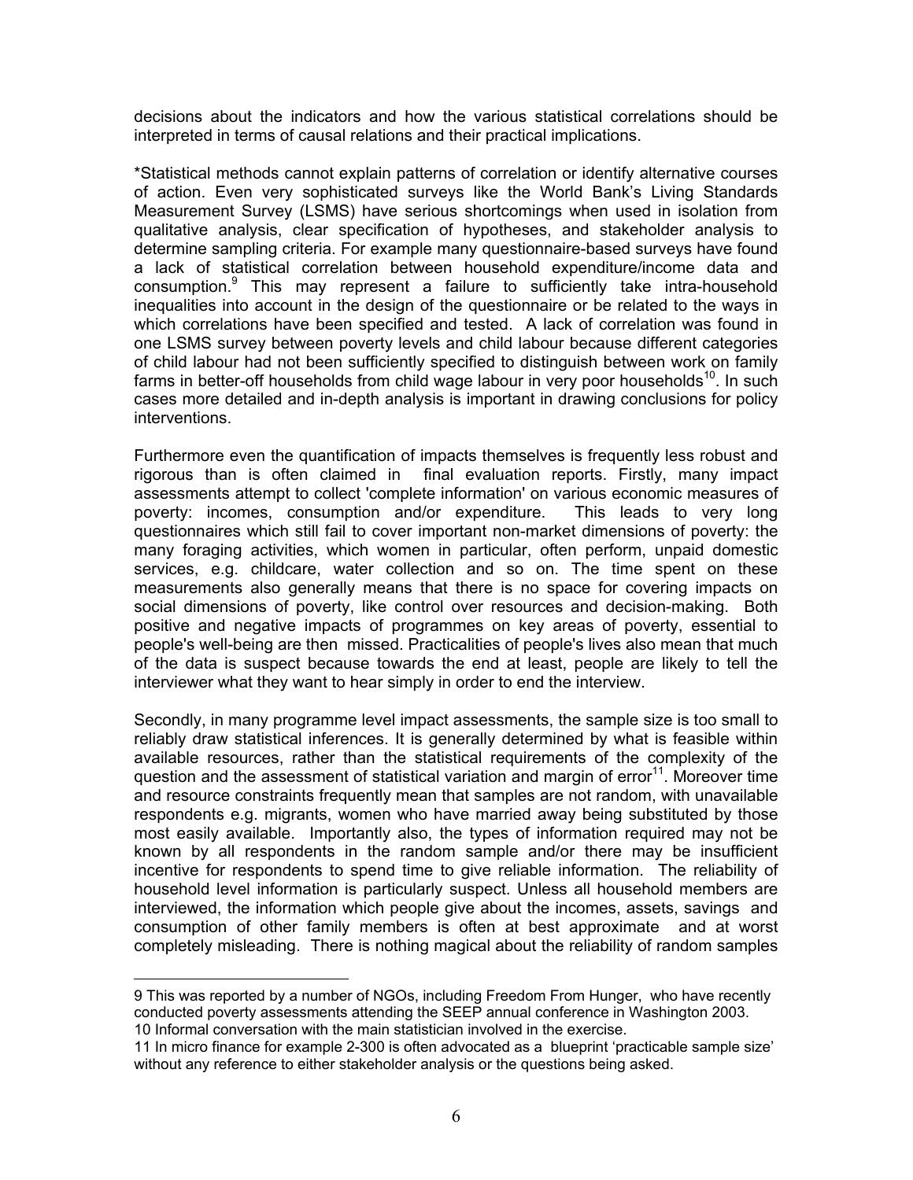decisions about the indicators and how the various statistical correlations should be interpreted in terms of causal relations and their practical implications.

*Statistical methods cannot explain patterns of correlation or identify alternative courses of action. Even very sophisticated surveys like the World Bank's Living Standards Measurement Survey (LSMS) have serious shortcomings when used in isolation from qualitative analysis, clear specification of hypotheses, and stakeholder analysis to determine sampling criteria. For example many questionnaire-based surveys have found a lack of statistical correlation between household expenditure/income data and consumption.[9] This may represent a failure to sufficiently take intra-household inequalities into account in the design of the questionnaire or be related to the ways in which correlations have been specified and tested. A lack of correlation was found in one LSMS survey between poverty levels and child labour because different categories of child labour had not been sufficiently specified to distinguish between work on family farms in better-off households from child wage labour in very poor households[10]. In such cases more detailed and in-depth analysis is important in drawing conclusions for policy interventions.

Furthermore even the quantification of impacts themselves is frequently less robust and rigorous than is often claimed in final evaluation reports. Firstly, many impact assessments attempt to collect 'complete information' on various economic measures of poverty: incomes, consumption and/or expenditure. This leads to very long questionnaires which still fail to cover important non-market dimensions of poverty: the many foraging activities, which women in particular, often perform, unpaid domestic services, e.g. childcare, water collection and so on. The time spent on these measurements also generally means that there is no space for covering impacts on social dimensions of poverty, like control over resources and decision-making. Both positive and negative impacts of programmes on key areas of poverty, essential to people's well-being are then missed. Practicalities of people's lives also mean that much of the data is suspect because towards the end at least, people are likely to tell the interviewer what they want to hear simply in order to end the interview.

Secondly, in many programme level impact assessments, the sample size is too small to reliably draw statistical inferences. It is generally determined by what is feasible within available resources, rather than the statistical requirements of the complexity of the question and the assessment of statistical variation and margin of error[11]. Moreover time and resource constraints frequently mean that samples are not random, with unavailable respondents e.g. migrants, women who have married away being substituted by those most easily available. Importantly also, the types of information required may not be known by all respondents in the random sample and/or there may be insufficient incentive for respondents to spend time to give reliable information. The reliability of household level information is particularly suspect. Unless all household members are interviewed, the information which people give about the incomes, assets, savings and consumption of other family members is often at best approximate and at worst completely misleading. There is nothing magical about the reliability of random samples

---

9 This was reported by a number of NGOs, including Freedom From Hunger, who have recently conducted poverty assessments attending the SEEP annual conference in Washington 2003.

10 Informal conversation with the main statistician involved in the exercise.

11 In micro finance for example 2-300 is often advocated as a blueprint 'practicable sample size' without any reference to either stakeholder analysis or the questions being asked.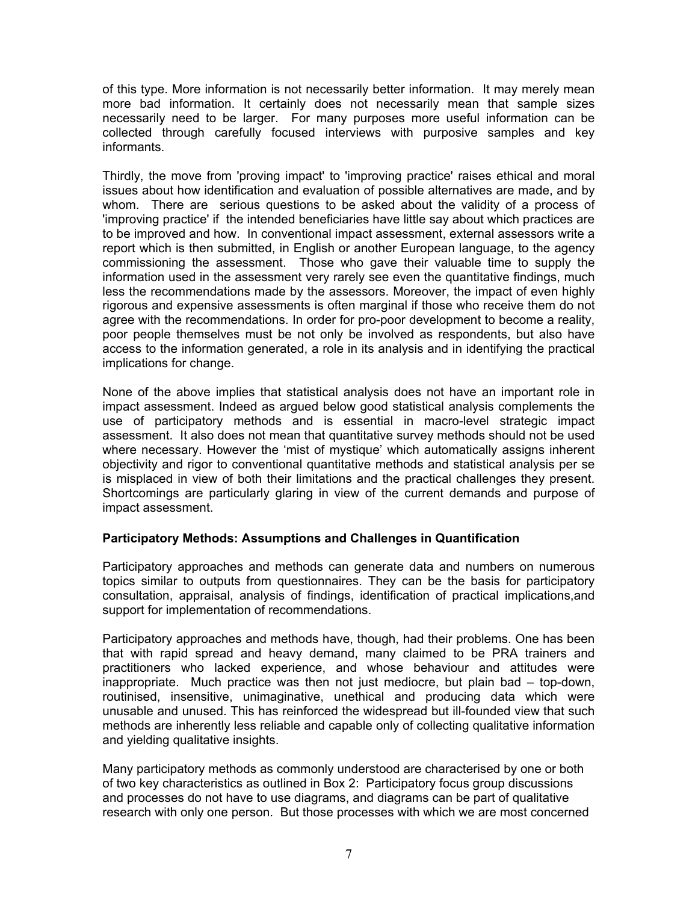of this type. More information is not necessarily better information. It may merely mean more bad information. It certainly does not necessarily mean that sample sizes necessarily need to be larger. For many purposes more useful information can be collected through carefully focused interviews with purposive samples and key informants.

Thirdly, the move from 'proving impact' to 'improving practice' raises ethical and moral issues about how identification and evaluation of possible alternatives are made, and by whom. There are serious questions to be asked about the validity of a process of 'improving practice' if the intended beneficiaries have little say about which practices are to be improved and how. In conventional impact assessment, external assessors write a report which is then submitted, in English or another European language, to the agency commissioning the assessment. Those who gave their valuable time to supply the information used in the assessment very rarely see even the quantitative findings, much less the recommendations made by the assessors. Moreover, the impact of even highly rigorous and expensive assessments is often marginal if those who receive them do not agree with the recommendations. In order for pro-poor development to become a reality, poor people themselves must be not only be involved as respondents, but also have access to the information generated, a role in its analysis and in identifying the practical implications for change.

None of the above implies that statistical analysis does not have an important role in impact assessment. Indeed as argued below good statistical analysis complements the use of participatory methods and is essential in macro-level strategic impact assessment. It also does not mean that quantitative survey methods should not be used where necessary. However the 'mist of mystique' which automatically assigns inherent objectivity and rigor to conventional quantitative methods and statistical analysis per se is misplaced in view of both their limitations and the practical challenges they present. Shortcomings are particularly glaring in view of the current demands and purpose of impact assessment.

**Participatory Methods: Assumptions and Challenges in Quantification**

Participatory approaches and methods can generate data and numbers on numerous topics similar to outputs from questionnaires. They can be the basis for participatory consultation, appraisal, analysis of findings, identification of practical implications,and support for implementation of recommendations.

Participatory approaches and methods have, though, had their problems. One has been that with rapid spread and heavy demand, many claimed to be PRA trainers and practitioners who lacked experience, and whose behaviour and attitudes were inappropriate. Much practice was then not just mediocre, but plain bad – top-down, routinised, insensitive, unimaginative, unethical and producing data which were unusable and unused. This has reinforced the widespread but ill-founded view that such methods are inherently less reliable and capable only of collecting qualitative information and yielding qualitative insights.

Many participatory methods as commonly understood are characterised by one or both of two key characteristics as outlined in Box 2: Participatory focus group discussions and processes do not have to use diagrams, and diagrams can be part of qualitative research with only one person. But those processes with which we are most concerned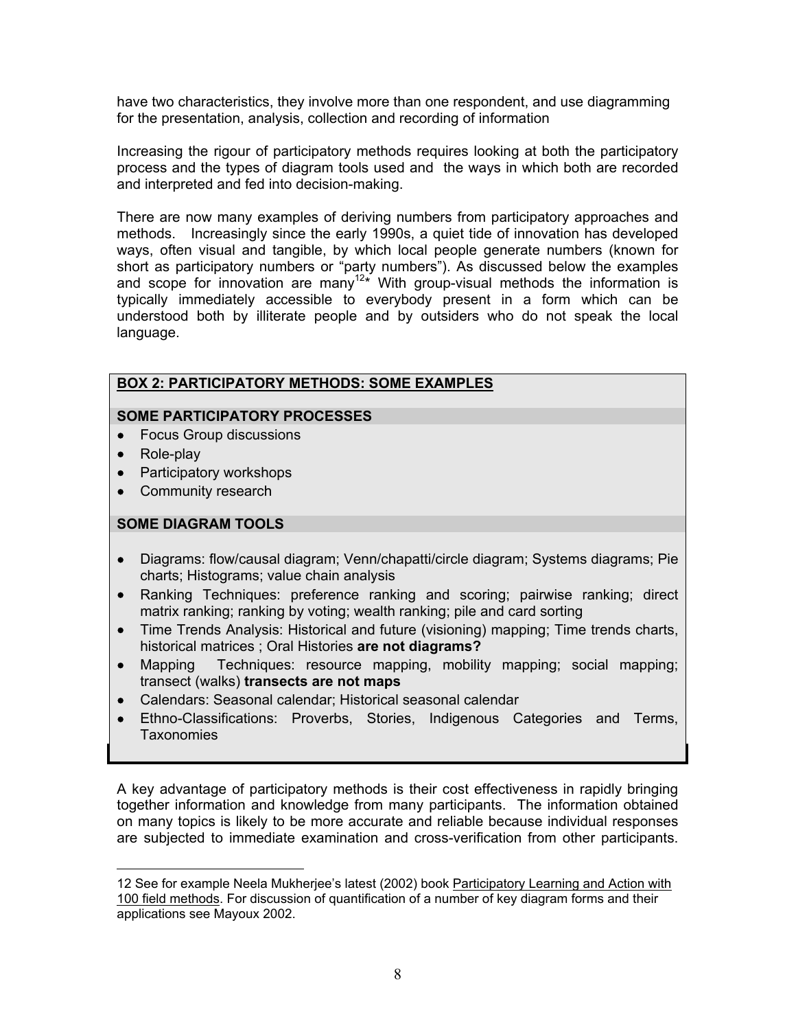have two characteristics, they involve more than one respondent, and use diagramming for the presentation, analysis, collection and recording of information

Increasing the rigour of participatory methods requires looking at both the participatory process and the types of diagram tools used and the ways in which both are recorded and interpreted and fed into decision-making.

There are now many examples of deriving numbers from participatory approaches and methods. Increasingly since the early 1990s, a quiet tide of innovation has developed ways, often visual and tangible, by which local people generate numbers (known for short as participatory numbers or "party numbers"). As discussed below the examples and scope for innovation are many[12]* With group-visual methods the information is typically immediately accessible to everybody present in a form which can be understood both by illiterate people and by outsiders who do not speak the local language.

**BOX 2: PARTICIPATORY METHODS: SOME EXAMPLES**

**SOME PARTICIPATORY PROCESSES**

- Focus Group discussions
- Role-play
- Participatory workshops
- Community research

**SOME DIAGRAM TOOLS**

- Diagrams: flow/causal diagram; Venn/chapatti/circle diagram; Systems diagrams; Pie charts; Histograms; value chain analysis
- Ranking Techniques: preference ranking and scoring; pairwise ranking; direct matrix ranking; ranking by voting; wealth ranking; pile and card sorting
- Time Trends Analysis: Historical and future (visioning) mapping; Time trends charts, historical matrices ; Oral Histories **are not diagrams?**
- Mapping Techniques: resource mapping, mobility mapping; social mapping; transect (walks) **transects are not maps**
- Calendars: Seasonal calendar; Historical seasonal calendar
- Ethno-Classifications: Proverbs, Stories, Indigenous Categories and Terms, Taxonomies

A key advantage of participatory methods is their cost effectiveness in rapidly bringing together information and knowledge from many participants. The information obtained on many topics is likely to be more accurate and reliable because individual responses are subjected to immediate examination and cross-verification from other participants.

---

12 See for example Neela Mukherjee's latest (2002) book Participatory Learning and Action with 100 field methods. For discussion of quantification of a number of key diagram forms and their applications see Mayoux 2002.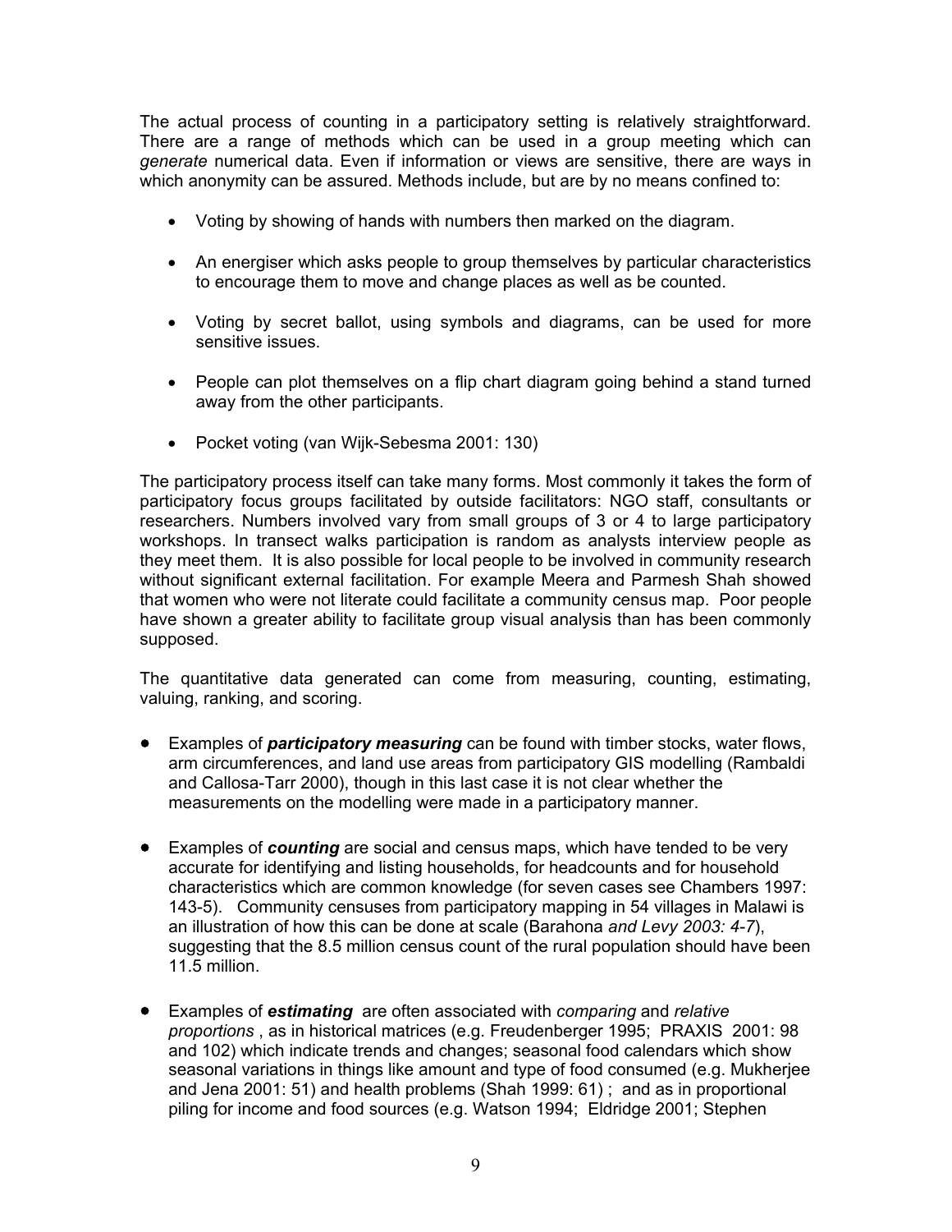The actual process of counting in a participatory setting is relatively straightforward. There are a range of methods which can be used in a group meeting which can *generate* numerical data. Even if information or views are sensitive, there are ways in which anonymity can be assured. Methods include, but are by no means confined to:

- Voting by showing of hands with numbers then marked on the diagram.
- An energiser which asks people to group themselves by particular characteristics to encourage them to move and change places as well as be counted.
- Voting by secret ballot, using symbols and diagrams, can be used for more sensitive issues.
- People can plot themselves on a flip chart diagram going behind a stand turned away from the other participants.
- Pocket voting (van Wijk-Sebesma 2001: 130)

The participatory process itself can take many forms. Most commonly it takes the form of participatory focus groups facilitated by outside facilitators: NGO staff, consultants or researchers. Numbers involved vary from small groups of 3 or 4 to large participatory workshops. In transect walks participation is random as analysts interview people as they meet them. It is also possible for local people to be involved in community research without significant external facilitation. For example Meera and Parmesh Shah showed that women who were not literate could facilitate a community census map. Poor people have shown a greater ability to facilitate group visual analysis than has been commonly supposed.

The quantitative data generated can come from measuring, counting, estimating, valuing, ranking, and scoring.

- Examples of ***participatory measuring*** can be found with timber stocks, water flows, arm circumferences, and land use areas from participatory GIS modelling (Rambaldi and Callosa-Tarr 2000), though in this last case it is not clear whether the measurements on the modelling were made in a participatory manner.
- Examples of ***counting*** are social and census maps, which have tended to be very accurate for identifying and listing households, for headcounts and for household characteristics which are common knowledge (for seven cases see Chambers 1997: 143-5). Community censuses from participatory mapping in 54 villages in Malawi is an illustration of how this can be done at scale (Barahona *and Levy 2003: 4-7*), suggesting that the 8.5 million census count of the rural population should have been 11.5 million.
- Examples of ***estimating*** are often associated with *comparing* and *relative proportions* , as in historical matrices (e.g. Freudenberger 1995; PRAXIS 2001: 98 and 102) which indicate trends and changes; seasonal food calendars which show seasonal variations in things like amount and type of food consumed (e.g. Mukherjee and Jena 2001: 51) and health problems (Shah 1999: 61) ; and as in proportional piling for income and food sources (e.g. Watson 1994; Eldridge 2001; Stephen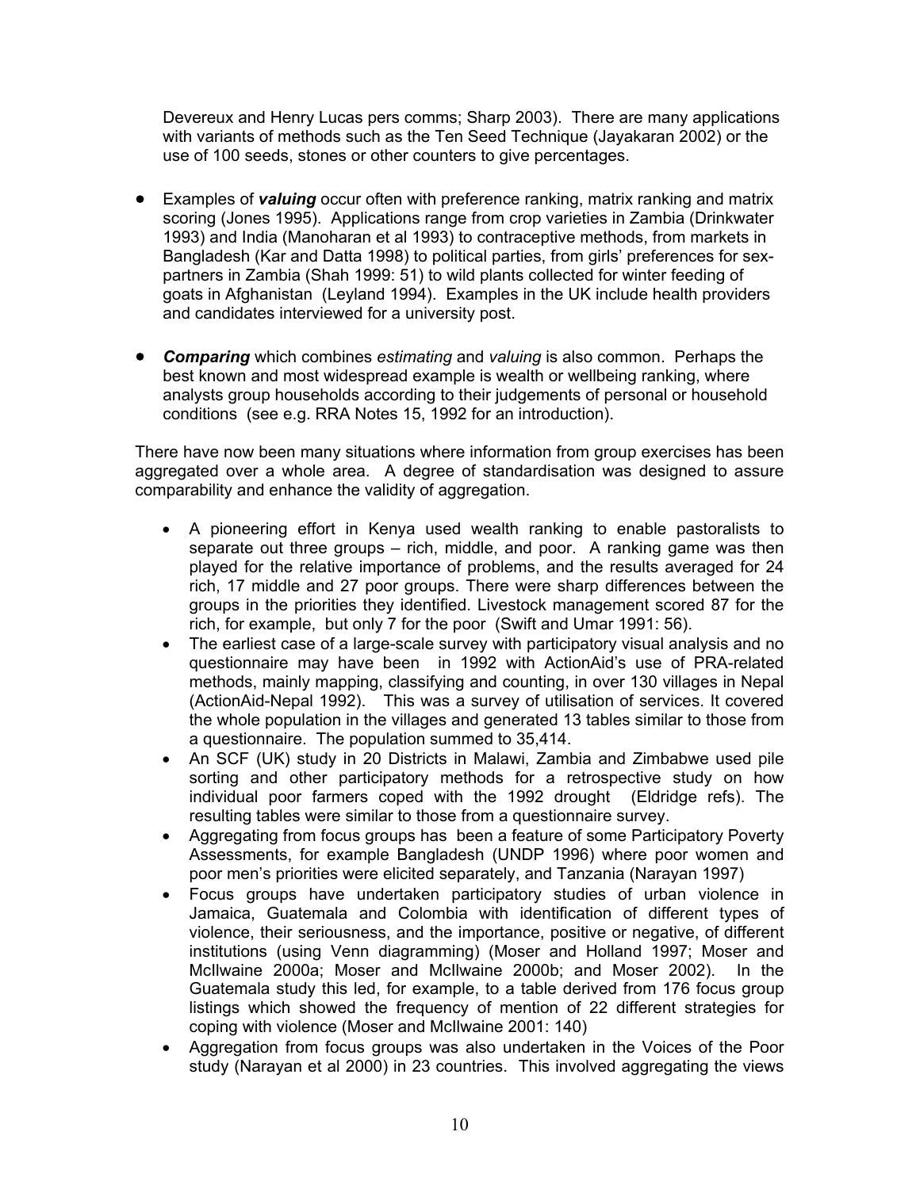Devereux and Henry Lucas pers comms; Sharp 2003). There are many applications with variants of methods such as the Ten Seed Technique (Jayakaran 2002) or the use of 100 seeds, stones or other counters to give percentages.

- Examples of ***valuing*** occur often with preference ranking, matrix ranking and matrix scoring (Jones 1995). Applications range from crop varieties in Zambia (Drinkwater 1993) and India (Manoharan et al 1993) to contraceptive methods, from markets in Bangladesh (Kar and Datta 1998) to political parties, from girls' preferences for sex-partners in Zambia (Shah 1999: 51) to wild plants collected for winter feeding of goats in Afghanistan (Leyland 1994). Examples in the UK include health providers and candidates interviewed for a university post.

- ***Comparing*** which combines *estimating* and *valuing* is also common. Perhaps the best known and most widespread example is wealth or wellbeing ranking, where analysts group households according to their judgements of personal or household conditions (see e.g. RRA Notes 15, 1992 for an introduction).

There have now been many situations where information from group exercises has been aggregated over a whole area. A degree of standardisation was designed to assure comparability and enhance the validity of aggregation.

- A pioneering effort in Kenya used wealth ranking to enable pastoralists to separate out three groups – rich, middle, and poor. A ranking game was then played for the relative importance of problems, and the results averaged for 24 rich, 17 middle and 27 poor groups. There were sharp differences between the groups in the priorities they identified. Livestock management scored 87 for the rich, for example, but only 7 for the poor (Swift and Umar 1991: 56).
- The earliest case of a large-scale survey with participatory visual analysis and no questionnaire may have been in 1992 with ActionAid's use of PRA-related methods, mainly mapping, classifying and counting, in over 130 villages in Nepal (ActionAid-Nepal 1992). This was a survey of utilisation of services. It covered the whole population in the villages and generated 13 tables similar to those from a questionnaire. The population summed to 35,414.
- An SCF (UK) study in 20 Districts in Malawi, Zambia and Zimbabwe used pile sorting and other participatory methods for a retrospective study on how individual poor farmers coped with the 1992 drought (Eldridge refs). The resulting tables were similar to those from a questionnaire survey.
- Aggregating from focus groups has been a feature of some Participatory Poverty Assessments, for example Bangladesh (UNDP 1996) where poor women and poor men's priorities were elicited separately, and Tanzania (Narayan 1997)
- Focus groups have undertaken participatory studies of urban violence in Jamaica, Guatemala and Colombia with identification of different types of violence, their seriousness, and the importance, positive or negative, of different institutions (using Venn diagramming) (Moser and Holland 1997; Moser and McIlwaine 2000a; Moser and McIlwaine 2000b; and Moser 2002). In the Guatemala study this led, for example, to a table derived from 176 focus group listings which showed the frequency of mention of 22 different strategies for coping with violence (Moser and McIlwaine 2001: 140)
- Aggregation from focus groups was also undertaken in the Voices of the Poor study (Narayan et al 2000) in 23 countries. This involved aggregating the views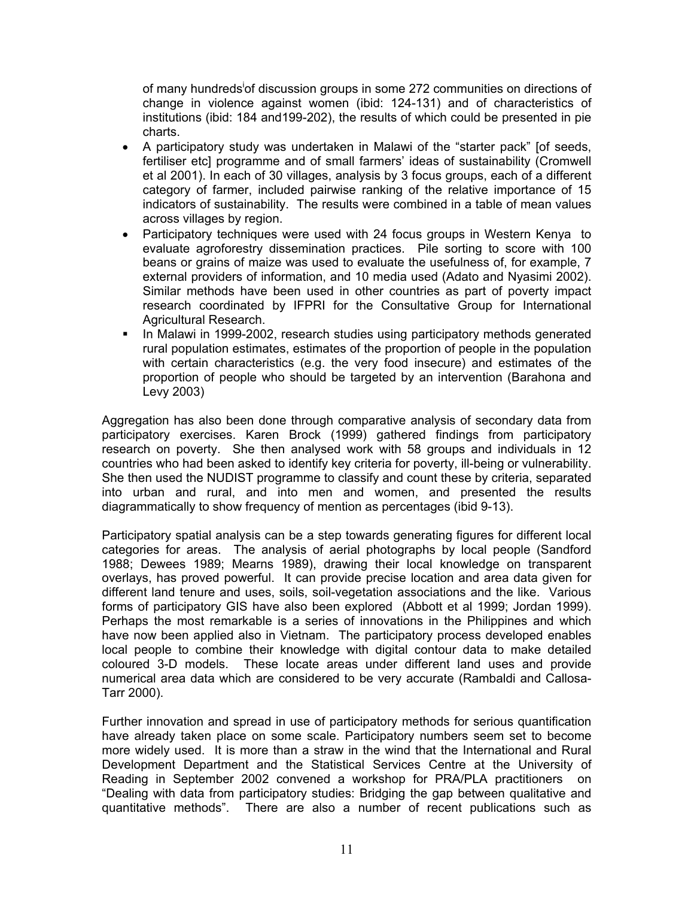of many hundreds[i] of discussion groups in some 272 communities on directions of change in violence against women (ibid: 124-131) and of characteristics of institutions (ibid: 184 and199-202), the results of which could be presented in pie charts.

- A participatory study was undertaken in Malawi of the "starter pack" [of seeds, fertiliser etc] programme and of small farmers' ideas of sustainability (Cromwell et al 2001). In each of 30 villages, analysis by 3 focus groups, each of a different category of farmer, included pairwise ranking of the relative importance of 15 indicators of sustainability. The results were combined in a table of mean values across villages by region.
- Participatory techniques were used with 24 focus groups in Western Kenya to evaluate agroforestry dissemination practices. Pile sorting to score with 100 beans or grains of maize was used to evaluate the usefulness of, for example, 7 external providers of information, and 10 media used (Adato and Nyasimi 2002). Similar methods have been used in other countries as part of poverty impact research coordinated by IFPRI for the Consultative Group for International Agricultural Research.
- In Malawi in 1999-2002, research studies using participatory methods generated rural population estimates, estimates of the proportion of people in the population with certain characteristics (e.g. the very food insecure) and estimates of the proportion of people who should be targeted by an intervention (Barahona and Levy 2003)

Aggregation has also been done through comparative analysis of secondary data from participatory exercises. Karen Brock (1999) gathered findings from participatory research on poverty. She then analysed work with 58 groups and individuals in 12 countries who had been asked to identify key criteria for poverty, ill-being or vulnerability. She then used the NUDIST programme to classify and count these by criteria, separated into urban and rural, and into men and women, and presented the results diagrammatically to show frequency of mention as percentages (ibid 9-13).

Participatory spatial analysis can be a step towards generating figures for different local categories for areas. The analysis of aerial photographs by local people (Sandford 1988; Dewees 1989; Mearns 1989), drawing their local knowledge on transparent overlays, has proved powerful. It can provide precise location and area data given for different land tenure and uses, soils, soil-vegetation associations and the like. Various forms of participatory GIS have also been explored (Abbott et al 1999; Jordan 1999). Perhaps the most remarkable is a series of innovations in the Philippines and which have now been applied also in Vietnam. The participatory process developed enables local people to combine their knowledge with digital contour data to make detailed coloured 3-D models. These locate areas under different land uses and provide numerical area data which are considered to be very accurate (Rambaldi and Callosa-Tarr 2000).

Further innovation and spread in use of participatory methods for serious quantification have already taken place on some scale. Participatory numbers seem set to become more widely used. It is more than a straw in the wind that the International and Rural Development Department and the Statistical Services Centre at the University of Reading in September 2002 convened a workshop for PRA/PLA practitioners on "Dealing with data from participatory studies: Bridging the gap between qualitative and quantitative methods". There are also a number of recent publications such as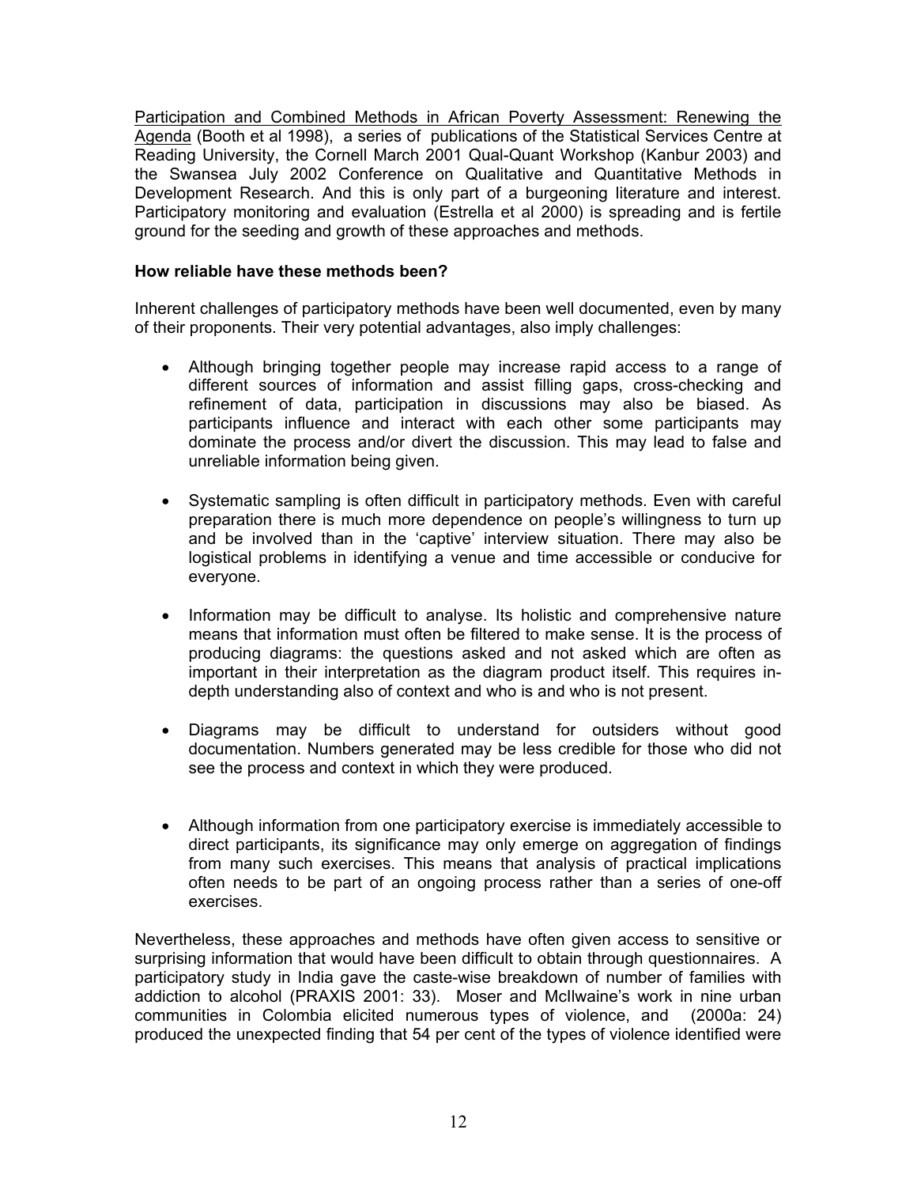Participation and Combined Methods in African Poverty Assessment: Renewing the Agenda (Booth et al 1998), a series of publications of the Statistical Services Centre at Reading University, the Cornell March 2001 Qual-Quant Workshop (Kanbur 2003) and the Swansea July 2002 Conference on Qualitative and Quantitative Methods in Development Research. And this is only part of a burgeoning literature and interest. Participatory monitoring and evaluation (Estrella et al 2000) is spreading and is fertile ground for the seeding and growth of these approaches and methods.

**How reliable have these methods been?**

Inherent challenges of participatory methods have been well documented, even by many of their proponents. Their very potential advantages, also imply challenges:

- Although bringing together people may increase rapid access to a range of different sources of information and assist filling gaps, cross-checking and refinement of data, participation in discussions may also be biased. As participants influence and interact with each other some participants may dominate the process and/or divert the discussion. This may lead to false and unreliable information being given.

- Systematic sampling is often difficult in participatory methods. Even with careful preparation there is much more dependence on people's willingness to turn up and be involved than in the 'captive' interview situation. There may also be logistical problems in identifying a venue and time accessible or conducive for everyone.

- Information may be difficult to analyse. Its holistic and comprehensive nature means that information must often be filtered to make sense. It is the process of producing diagrams: the questions asked and not asked which are often as important in their interpretation as the diagram product itself. This requires in-depth understanding also of context and who is and who is not present.

- Diagrams may be difficult to understand for outsiders without good documentation. Numbers generated may be less credible for those who did not see the process and context in which they were produced.

- Although information from one participatory exercise is immediately accessible to direct participants, its significance may only emerge on aggregation of findings from many such exercises. This means that analysis of practical implications often needs to be part of an ongoing process rather than a series of one-off exercises.

Nevertheless, these approaches and methods have often given access to sensitive or surprising information that would have been difficult to obtain through questionnaires. A participatory study in India gave the caste-wise breakdown of number of families with addiction to alcohol (PRAXIS 2001: 33). Moser and McIlwaine's work in nine urban communities in Colombia elicited numerous types of violence, and (2000a: 24) produced the unexpected finding that 54 per cent of the types of violence identified were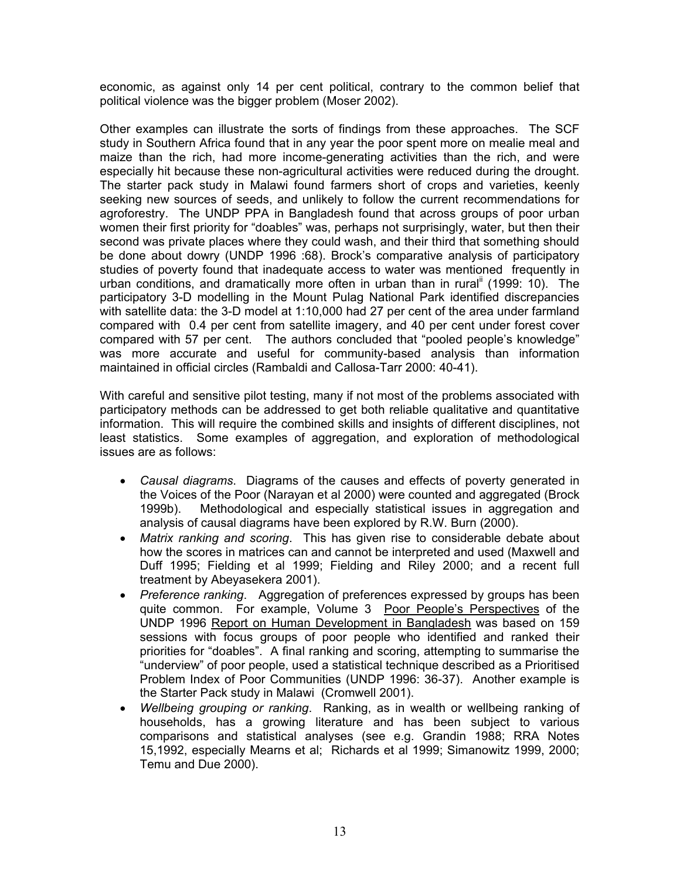economic, as against only 14 per cent political, contrary to the common belief that political violence was the bigger problem (Moser 2002).

Other examples can illustrate the sorts of findings from these approaches. The SCF study in Southern Africa found that in any year the poor spent more on mealie meal and maize than the rich, had more income-generating activities than the rich, and were especially hit because these non-agricultural activities were reduced during the drought. The starter pack study in Malawi found farmers short of crops and varieties, keenly seeking new sources of seeds, and unlikely to follow the current recommendations for agroforestry. The UNDP PPA in Bangladesh found that across groups of poor urban women their first priority for "doables" was, perhaps not surprisingly, water, but then their second was private places where they could wash, and their third that something should be done about dowry (UNDP 1996 :68). Brock's comparative analysis of participatory studies of poverty found that inadequate access to water was mentioned frequently in urban conditions, and dramatically more often in urban than in rural[ii] (1999: 10). The participatory 3-D modelling in the Mount Pulag National Park identified discrepancies with satellite data: the 3-D model at 1:10,000 had 27 per cent of the area under farmland compared with 0.4 per cent from satellite imagery, and 40 per cent under forest cover compared with 57 per cent. The authors concluded that "pooled people's knowledge" was more accurate and useful for community-based analysis than information maintained in official circles (Rambaldi and Callosa-Tarr 2000: 40-41).

With careful and sensitive pilot testing, many if not most of the problems associated with participatory methods can be addressed to get both reliable qualitative and quantitative information. This will require the combined skills and insights of different disciplines, not least statistics. Some examples of aggregation, and exploration of methodological issues are as follows:

- *Causal diagrams*. Diagrams of the causes and effects of poverty generated in the Voices of the Poor (Narayan et al 2000) were counted and aggregated (Brock 1999b). Methodological and especially statistical issues in aggregation and analysis of causal diagrams have been explored by R.W. Burn (2000).
- *Matrix ranking and scoring*. This has given rise to considerable debate about how the scores in matrices can and cannot be interpreted and used (Maxwell and Duff 1995; Fielding et al 1999; Fielding and Riley 2000; and a recent full treatment by Abeyasekera 2001).
- *Preference ranking*. Aggregation of preferences expressed by groups has been quite common. For example, Volume 3 Poor People's Perspectives of the UNDP 1996 Report on Human Development in Bangladesh was based on 159 sessions with focus groups of poor people who identified and ranked their priorities for "doables". A final ranking and scoring, attempting to summarise the "underview" of poor people, used a statistical technique described as a Prioritised Problem Index of Poor Communities (UNDP 1996: 36-37). Another example is the Starter Pack study in Malawi (Cromwell 2001).
- *Wellbeing grouping or ranking*. Ranking, as in wealth or wellbeing ranking of households, has a growing literature and has been subject to various comparisons and statistical analyses (see e.g. Grandin 1988; RRA Notes 15,1992, especially Mearns et al; Richards et al 1999; Simanowitz 1999, 2000; Temu and Due 2000).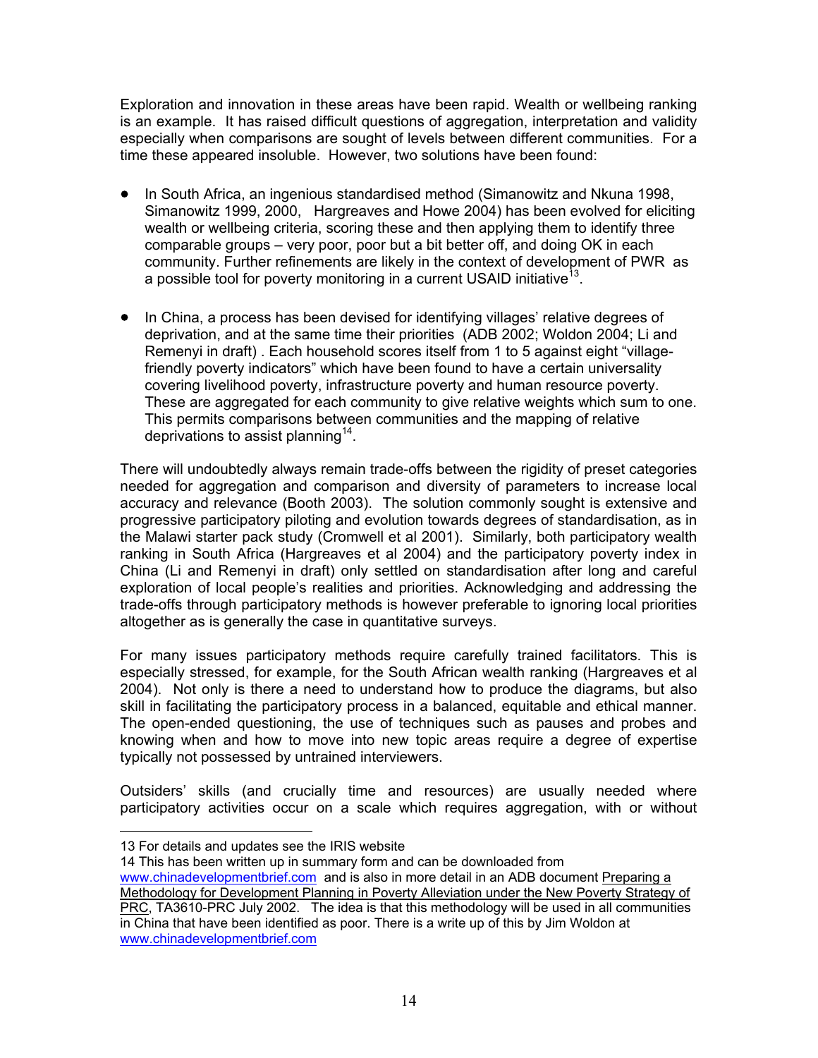Exploration and innovation in these areas have been rapid. Wealth or wellbeing ranking is an example. It has raised difficult questions of aggregation, interpretation and validity especially when comparisons are sought of levels between different communities. For a time these appeared insoluble. However, two solutions have been found:

- In South Africa, an ingenious standardised method (Simanowitz and Nkuna 1998, Simanowitz 1999, 2000, Hargreaves and Howe 2004) has been evolved for eliciting wealth or wellbeing criteria, scoring these and then applying them to identify three comparable groups – very poor, poor but a bit better off, and doing OK in each community. Further refinements are likely in the context of development of PWR as a possible tool for poverty monitoring in a current USAID initiative[13].

- In China, a process has been devised for identifying villages' relative degrees of deprivation, and at the same time their priorities (ADB 2002; Woldon 2004; Li and Remenyi in draft) . Each household scores itself from 1 to 5 against eight "village-friendly poverty indicators" which have been found to have a certain universality covering livelihood poverty, infrastructure poverty and human resource poverty. These are aggregated for each community to give relative weights which sum to one. This permits comparisons between communities and the mapping of relative deprivations to assist planning[14].

There will undoubtedly always remain trade-offs between the rigidity of preset categories needed for aggregation and comparison and diversity of parameters to increase local accuracy and relevance (Booth 2003). The solution commonly sought is extensive and progressive participatory piloting and evolution towards degrees of standardisation, as in the Malawi starter pack study (Cromwell et al 2001). Similarly, both participatory wealth ranking in South Africa (Hargreaves et al 2004) and the participatory poverty index in China (Li and Remenyi in draft) only settled on standardisation after long and careful exploration of local people's realities and priorities. Acknowledging and addressing the trade-offs through participatory methods is however preferable to ignoring local priorities altogether as is generally the case in quantitative surveys.

For many issues participatory methods require carefully trained facilitators. This is especially stressed, for example, for the South African wealth ranking (Hargreaves et al 2004). Not only is there a need to understand how to produce the diagrams, but also skill in facilitating the participatory process in a balanced, equitable and ethical manner. The open-ended questioning, the use of techniques such as pauses and probes and knowing when and how to move into new topic areas require a degree of expertise typically not possessed by untrained interviewers.

Outsiders' skills (and crucially time and resources) are usually needed where participatory activities occur on a scale which requires aggregation, with or without

---

13 For details and updates see the IRIS website

14 This has been written up in summary form and can be downloaded from www.chinadevelopmentbrief.com and is also in more detail in an ADB document Preparing a Methodology for Development Planning in Poverty Alleviation under the New Poverty Strategy of PRC, TA3610-PRC July 2002. The idea is that this methodology will be used in all communities in China that have been identified as poor. There is a write up of this by Jim Woldon at www.chinadevelopmentbrief.com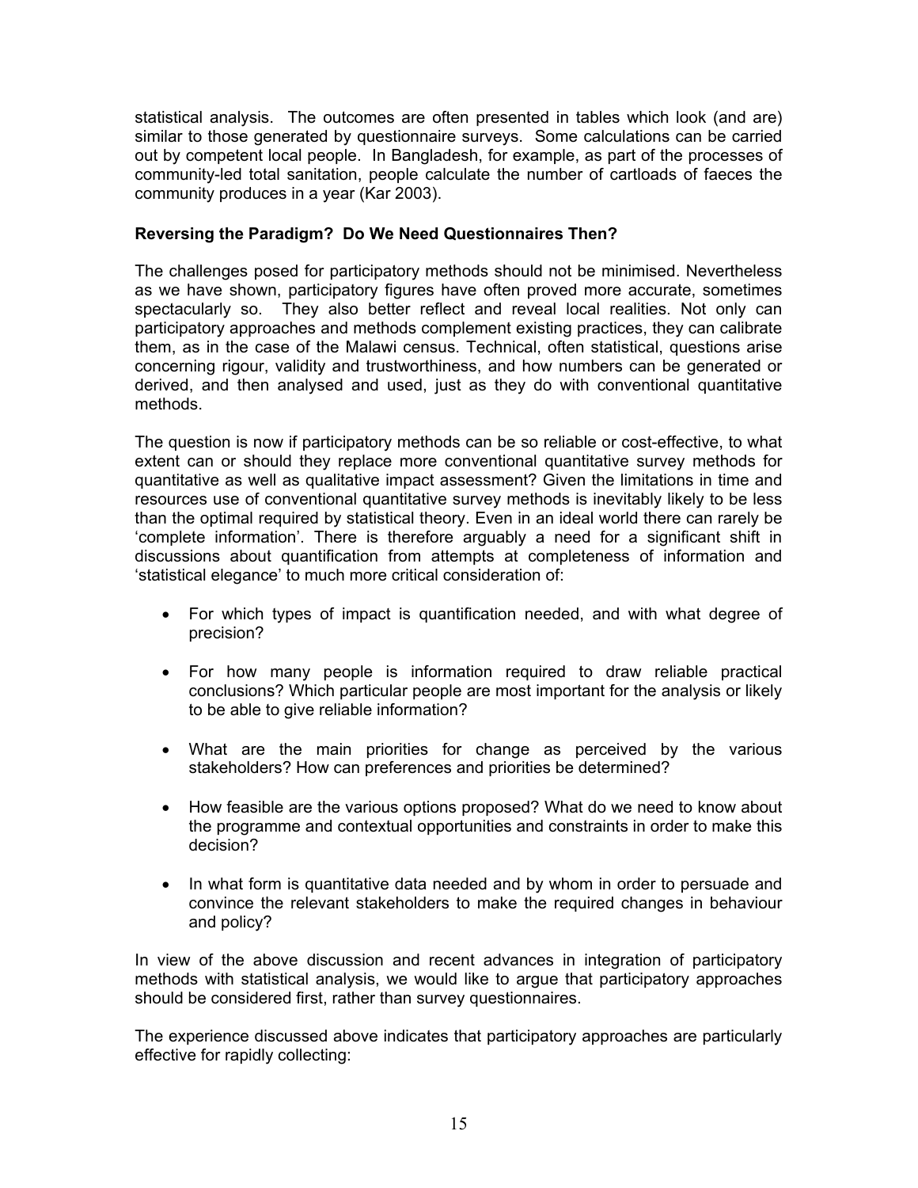statistical analysis. The outcomes are often presented in tables which look (and are) similar to those generated by questionnaire surveys. Some calculations can be carried out by competent local people. In Bangladesh, for example, as part of the processes of community-led total sanitation, people calculate the number of cartloads of faeces the community produces in a year (Kar 2003).

**Reversing the Paradigm? Do We Need Questionnaires Then?**

The challenges posed for participatory methods should not be minimised. Nevertheless as we have shown, participatory figures have often proved more accurate, sometimes spectacularly so. They also better reflect and reveal local realities. Not only can participatory approaches and methods complement existing practices, they can calibrate them, as in the case of the Malawi census. Technical, often statistical, questions arise concerning rigour, validity and trustworthiness, and how numbers can be generated or derived, and then analysed and used, just as they do with conventional quantitative methods.

The question is now if participatory methods can be so reliable or cost-effective, to what extent can or should they replace more conventional quantitative survey methods for quantitative as well as qualitative impact assessment? Given the limitations in time and resources use of conventional quantitative survey methods is inevitably likely to be less than the optimal required by statistical theory. Even in an ideal world there can rarely be 'complete information'. There is therefore arguably a need for a significant shift in discussions about quantification from attempts at completeness of information and 'statistical elegance' to much more critical consideration of:

- For which types of impact is quantification needed, and with what degree of precision?
- For how many people is information required to draw reliable practical conclusions? Which particular people are most important for the analysis or likely to be able to give reliable information?
- What are the main priorities for change as perceived by the various stakeholders? How can preferences and priorities be determined?
- How feasible are the various options proposed? What do we need to know about the programme and contextual opportunities and constraints in order to make this decision?
- In what form is quantitative data needed and by whom in order to persuade and convince the relevant stakeholders to make the required changes in behaviour and policy?

In view of the above discussion and recent advances in integration of participatory methods with statistical analysis, we would like to argue that participatory approaches should be considered first, rather than survey questionnaires.

The experience discussed above indicates that participatory approaches are particularly effective for rapidly collecting: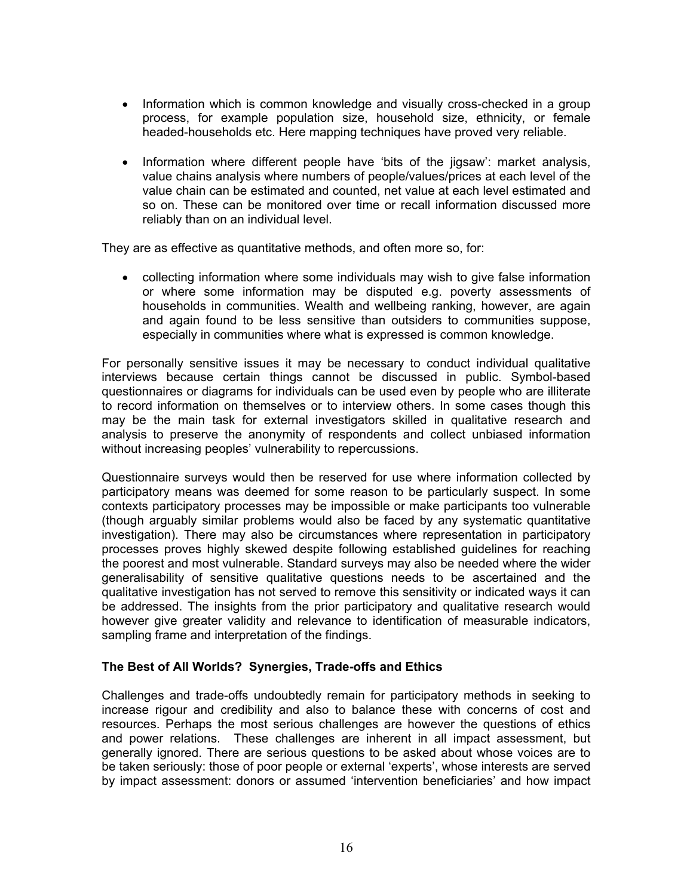- Information which is common knowledge and visually cross-checked in a group process, for example population size, household size, ethnicity, or female headed-households etc. Here mapping techniques have proved very reliable.

- Information where different people have 'bits of the jigsaw': market analysis, value chains analysis where numbers of people/values/prices at each level of the value chain can be estimated and counted, net value at each level estimated and so on. These can be monitored over time or recall information discussed more reliably than on an individual level.

They are as effective as quantitative methods, and often more so, for:

- collecting information where some individuals may wish to give false information or where some information may be disputed e.g. poverty assessments of households in communities. Wealth and wellbeing ranking, however, are again and again found to be less sensitive than outsiders to communities suppose, especially in communities where what is expressed is common knowledge.

For personally sensitive issues it may be necessary to conduct individual qualitative interviews because certain things cannot be discussed in public. Symbol-based questionnaires or diagrams for individuals can be used even by people who are illiterate to record information on themselves or to interview others. In some cases though this may be the main task for external investigators skilled in qualitative research and analysis to preserve the anonymity of respondents and collect unbiased information without increasing peoples' vulnerability to repercussions.

Questionnaire surveys would then be reserved for use where information collected by participatory means was deemed for some reason to be particularly suspect. In some contexts participatory processes may be impossible or make participants too vulnerable (though arguably similar problems would also be faced by any systematic quantitative investigation). There may also be circumstances where representation in participatory processes proves highly skewed despite following established guidelines for reaching the poorest and most vulnerable. Standard surveys may also be needed where the wider generalisability of sensitive qualitative questions needs to be ascertained and the qualitative investigation has not served to remove this sensitivity or indicated ways it can be addressed. The insights from the prior participatory and qualitative research would however give greater validity and relevance to identification of measurable indicators, sampling frame and interpretation of the findings.

### The Best of All Worlds? Synergies, Trade-offs and Ethics

Challenges and trade-offs undoubtedly remain for participatory methods in seeking to increase rigour and credibility and also to balance these with concerns of cost and resources. Perhaps the most serious challenges are however the questions of ethics and power relations. These challenges are inherent in all impact assessment, but generally ignored. There are serious questions to be asked about whose voices are to be taken seriously: those of poor people or external 'experts', whose interests are served by impact assessment: donors or assumed 'intervention beneficiaries' and how impact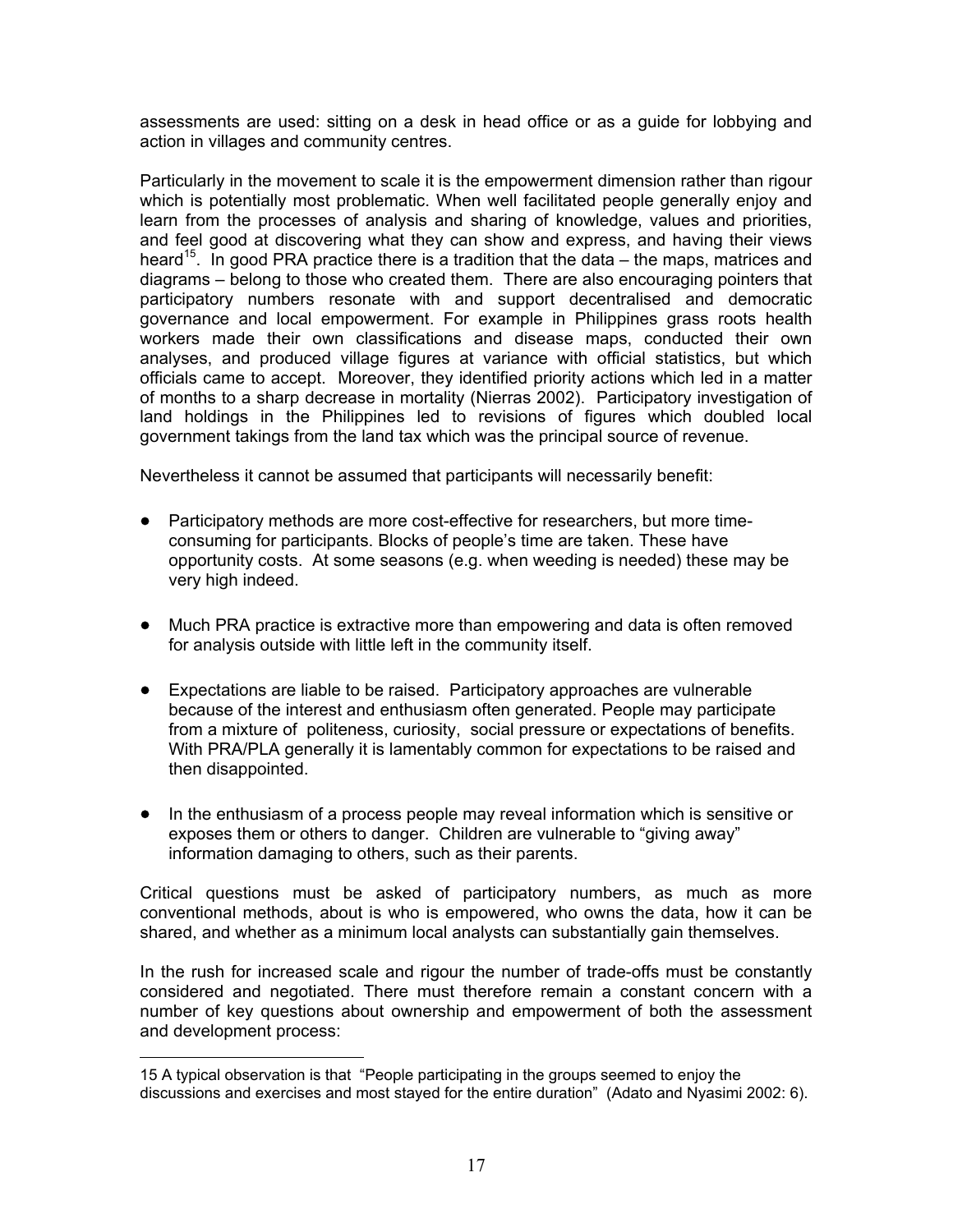assessments are used: sitting on a desk in head office or as a guide for lobbying and action in villages and community centres.

Particularly in the movement to scale it is the empowerment dimension rather than rigour which is potentially most problematic. When well facilitated people generally enjoy and learn from the processes of analysis and sharing of knowledge, values and priorities, and feel good at discovering what they can show and express, and having their views heard[15]. In good PRA practice there is a tradition that the data – the maps, matrices and diagrams – belong to those who created them. There are also encouraging pointers that participatory numbers resonate with and support decentralised and democratic governance and local empowerment. For example in Philippines grass roots health workers made their own classifications and disease maps, conducted their own analyses, and produced village figures at variance with official statistics, but which officials came to accept. Moreover, they identified priority actions which led in a matter of months to a sharp decrease in mortality (Nierras 2002). Participatory investigation of land holdings in the Philippines led to revisions of figures which doubled local government takings from the land tax which was the principal source of revenue.

Nevertheless it cannot be assumed that participants will necessarily benefit:

- Participatory methods are more cost-effective for researchers, but more time-consuming for participants. Blocks of people's time are taken. These have opportunity costs. At some seasons (e.g. when weeding is needed) these may be very high indeed.

- Much PRA practice is extractive more than empowering and data is often removed for analysis outside with little left in the community itself.

- Expectations are liable to be raised. Participatory approaches are vulnerable because of the interest and enthusiasm often generated. People may participate from a mixture of politeness, curiosity, social pressure or expectations of benefits. With PRA/PLA generally it is lamentably common for expectations to be raised and then disappointed.

- In the enthusiasm of a process people may reveal information which is sensitive or exposes them or others to danger. Children are vulnerable to "giving away" information damaging to others, such as their parents.

Critical questions must be asked of participatory numbers, as much as more conventional methods, about is who is empowered, who owns the data, how it can be shared, and whether as a minimum local analysts can substantially gain themselves.

In the rush for increased scale and rigour the number of trade-offs must be constantly considered and negotiated. There must therefore remain a constant concern with a number of key questions about ownership and empowerment of both the assessment and development process:

---

15 A typical observation is that "People participating in the groups seemed to enjoy the discussions and exercises and most stayed for the entire duration" (Adato and Nyasimi 2002: 6).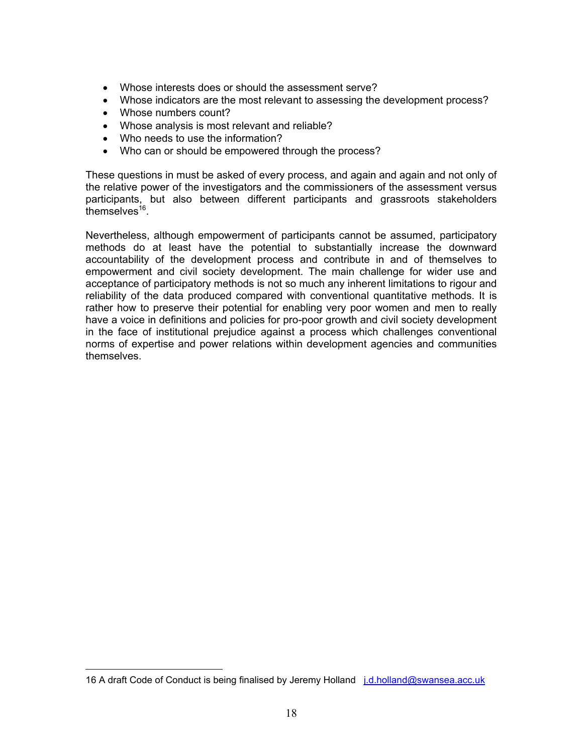- Whose interests does or should the assessment serve?
- Whose indicators are the most relevant to assessing the development process?
- Whose numbers count?
- Whose analysis is most relevant and reliable?
- Who needs to use the information?
- Who can or should be empowered through the process?

These questions in must be asked of every process, and again and again and not only of the relative power of the investigators and the commissioners of the assessment versus participants, but also between different participants and grassroots stakeholders themselves[16].

Nevertheless, although empowerment of participants cannot be assumed, participatory methods do at least have the potential to substantially increase the downward accountability of the development process and contribute in and of themselves to empowerment and civil society development. The main challenge for wider use and acceptance of participatory methods is not so much any inherent limitations to rigour and reliability of the data produced compared with conventional quantitative methods. It is rather how to preserve their potential for enabling very poor women and men to really have a voice in definitions and policies for pro-poor growth and civil society development in the face of institutional prejudice against a process which challenges conventional norms of expertise and power relations within development agencies and communities themselves.

---

16 A draft Code of Conduct is being finalised by Jeremy Holland j.d.holland@swansea.acc.uk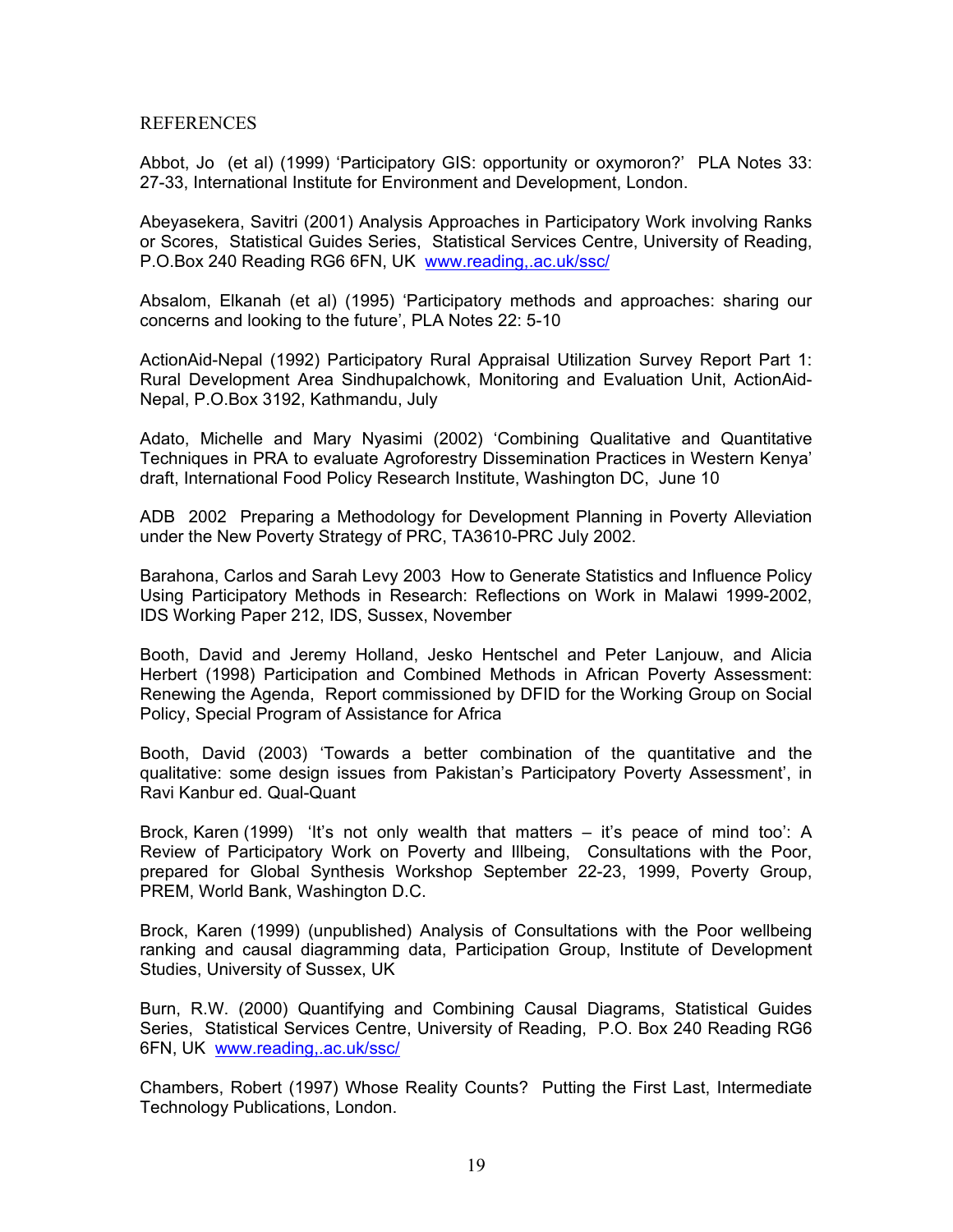REFERENCES

Abbot, Jo (et al) (1999) 'Participatory GIS: opportunity or oxymoron?' PLA Notes 33: 27-33, International Institute for Environment and Development, London.

Abeyasekera, Savitri (2001) Analysis Approaches in Participatory Work involving Ranks or Scores, Statistical Guides Series, Statistical Services Centre, University of Reading, P.O.Box 240 Reading RG6 6FN, UK www.reading,.ac.uk/ssc/

Absalom, Elkanah (et al) (1995) 'Participatory methods and approaches: sharing our concerns and looking to the future', PLA Notes 22: 5-10

ActionAid-Nepal (1992) Participatory Rural Appraisal Utilization Survey Report Part 1: Rural Development Area Sindhupalchowk, Monitoring and Evaluation Unit, ActionAid-Nepal, P.O.Box 3192, Kathmandu, July

Adato, Michelle and Mary Nyasimi (2002) 'Combining Qualitative and Quantitative Techniques in PRA to evaluate Agroforestry Dissemination Practices in Western Kenya' draft, International Food Policy Research Institute, Washington DC, June 10

ADB 2002 Preparing a Methodology for Development Planning in Poverty Alleviation under the New Poverty Strategy of PRC, TA3610-PRC July 2002.

Barahona, Carlos and Sarah Levy 2003 How to Generate Statistics and Influence Policy Using Participatory Methods in Research: Reflections on Work in Malawi 1999-2002, IDS Working Paper 212, IDS, Sussex, November

Booth, David and Jeremy Holland, Jesko Hentschel and Peter Lanjouw, and Alicia Herbert (1998) Participation and Combined Methods in African Poverty Assessment: Renewing the Agenda, Report commissioned by DFID for the Working Group on Social Policy, Special Program of Assistance for Africa

Booth, David (2003) 'Towards a better combination of the quantitative and the qualitative: some design issues from Pakistan's Participatory Poverty Assessment', in Ravi Kanbur ed. Qual-Quant

Brock, Karen (1999) 'It's not only wealth that matters – it's peace of mind too': A Review of Participatory Work on Poverty and Illbeing, Consultations with the Poor, prepared for Global Synthesis Workshop September 22-23, 1999, Poverty Group, PREM, World Bank, Washington D.C.

Brock, Karen (1999) (unpublished) Analysis of Consultations with the Poor wellbeing ranking and causal diagramming data, Participation Group, Institute of Development Studies, University of Sussex, UK

Burn, R.W. (2000) Quantifying and Combining Causal Diagrams, Statistical Guides Series, Statistical Services Centre, University of Reading, P.O. Box 240 Reading RG6 6FN, UK www.reading,.ac.uk/ssc/

Chambers, Robert (1997) Whose Reality Counts? Putting the First Last, Intermediate Technology Publications, London.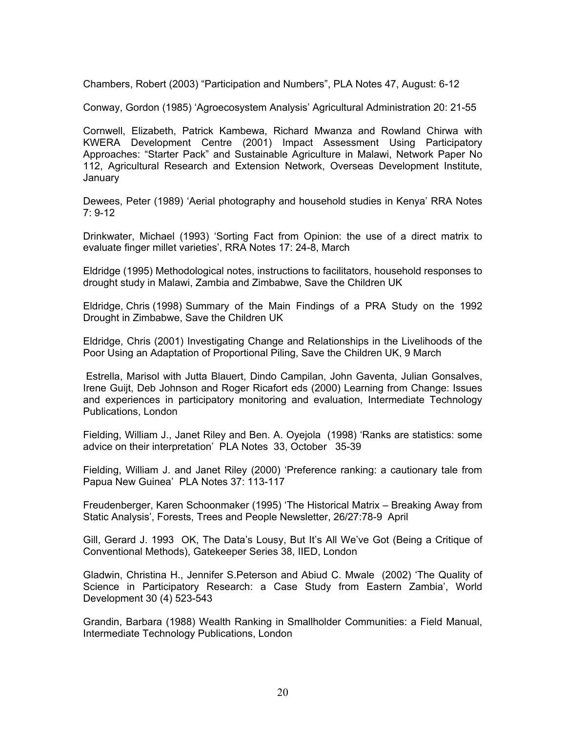Chambers, Robert (2003) “Participation and Numbers”, PLA Notes 47, August: 6-12

Conway, Gordon (1985) ‘Agroecosystem Analysis’ Agricultural Administration 20: 21-55

Cornwell, Elizabeth, Patrick Kambewa, Richard Mwanza and Rowland Chirwa with KWERA Development Centre (2001) Impact Assessment Using Participatory Approaches: “Starter Pack” and Sustainable Agriculture in Malawi, Network Paper No 112, Agricultural Research and Extension Network, Overseas Development Institute, January

Dewees, Peter (1989) ‘Aerial photography and household studies in Kenya’ RRA Notes 7: 9-12

Drinkwater, Michael (1993) ‘Sorting Fact from Opinion: the use of a direct matrix to evaluate finger millet varieties’, RRA Notes 17: 24-8, March

Eldridge (1995) Methodological notes, instructions to facilitators, household responses to drought study in Malawi, Zambia and Zimbabwe, Save the Children UK

Eldridge, Chris (1998) Summary of the Main Findings of a PRA Study on the 1992 Drought in Zimbabwe, Save the Children UK

Eldridge, Chris (2001) Investigating Change and Relationships in the Livelihoods of the Poor Using an Adaptation of Proportional Piling, Save the Children UK, 9 March

Estrella, Marisol with Jutta Blauert, Dindo Campilan, John Gaventa, Julian Gonsalves, Irene Guijt, Deb Johnson and Roger Ricafort eds (2000) Learning from Change: Issues and experiences in participatory monitoring and evaluation, Intermediate Technology Publications, London

Fielding, William J., Janet Riley and Ben. A. Oyejola (1998) ‘Ranks are statistics: some advice on their interpretation’ PLA Notes 33, October 35-39

Fielding, William J. and Janet Riley (2000) ‘Preference ranking: a cautionary tale from Papua New Guinea’ PLA Notes 37: 113-117

Freudenberger, Karen Schoonmaker (1995) ‘The Historical Matrix – Breaking Away from Static Analysis’, Forests, Trees and People Newsletter, 26/27:78-9 April

Gill, Gerard J. 1993 OK, The Data’s Lousy, But It’s All We’ve Got (Being a Critique of Conventional Methods), Gatekeeper Series 38, IIED, London

Gladwin, Christina H., Jennifer S.Peterson and Abiud C. Mwale (2002) ‘The Quality of Science in Participatory Research: a Case Study from Eastern Zambia’, World Development 30 (4) 523-543

Grandin, Barbara (1988) Wealth Ranking in Smallholder Communities: a Field Manual, Intermediate Technology Publications, London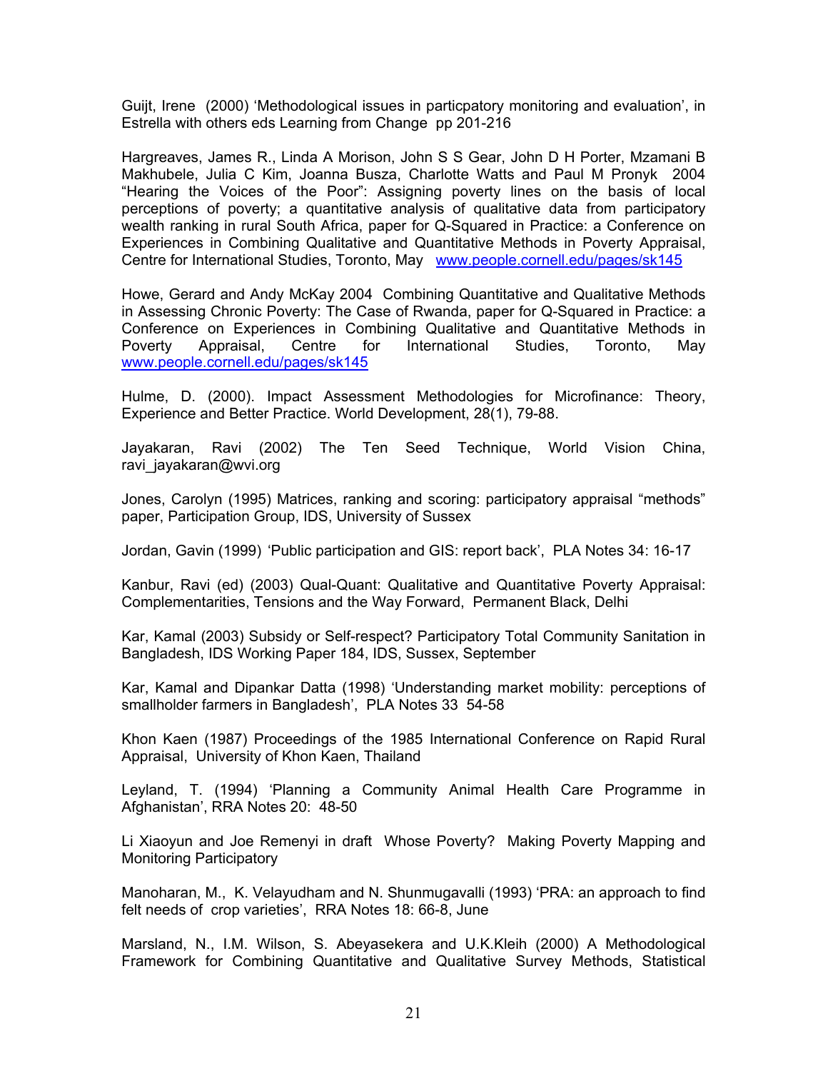Guijt, Irene (2000) 'Methodological issues in particpatory monitoring and evaluation', in Estrella with others eds Learning from Change pp 201-216

Hargreaves, James R., Linda A Morison, John S S Gear, John D H Porter, Mzamani B Makhubele, Julia C Kim, Joanna Busza, Charlotte Watts and Paul M Pronyk 2004 "Hearing the Voices of the Poor": Assigning poverty lines on the basis of local perceptions of poverty; a quantitative analysis of qualitative data from participatory wealth ranking in rural South Africa, paper for Q-Squared in Practice: a Conference on Experiences in Combining Qualitative and Quantitative Methods in Poverty Appraisal, Centre for International Studies, Toronto, May www.people.cornell.edu/pages/sk145

Howe, Gerard and Andy McKay 2004 Combining Quantitative and Qualitative Methods in Assessing Chronic Poverty: The Case of Rwanda, paper for Q-Squared in Practice: a Conference on Experiences in Combining Qualitative and Quantitative Methods in Poverty Appraisal, Centre for International Studies, Toronto, May www.people.cornell.edu/pages/sk145

Hulme, D. (2000). Impact Assessment Methodologies for Microfinance: Theory, Experience and Better Practice. World Development, 28(1), 79-88.

Jayakaran, Ravi (2002) The Ten Seed Technique, World Vision China, ravi_jayakaran@wvi.org

Jones, Carolyn (1995) Matrices, ranking and scoring: participatory appraisal "methods" paper, Participation Group, IDS, University of Sussex

Jordan, Gavin (1999) 'Public participation and GIS: report back', PLA Notes 34: 16-17

Kanbur, Ravi (ed) (2003) Qual-Quant: Qualitative and Quantitative Poverty Appraisal: Complementarities, Tensions and the Way Forward, Permanent Black, Delhi

Kar, Kamal (2003) Subsidy or Self-respect? Participatory Total Community Sanitation in Bangladesh, IDS Working Paper 184, IDS, Sussex, September

Kar, Kamal and Dipankar Datta (1998) 'Understanding market mobility: perceptions of smallholder farmers in Bangladesh', PLA Notes 33 54-58

Khon Kaen (1987) Proceedings of the 1985 International Conference on Rapid Rural Appraisal, University of Khon Kaen, Thailand

Leyland, T. (1994) 'Planning a Community Animal Health Care Programme in Afghanistan', RRA Notes 20: 48-50

Li Xiaoyun and Joe Remenyi in draft Whose Poverty? Making Poverty Mapping and Monitoring Participatory

Manoharan, M., K. Velayudham and N. Shunmugavalli (1993) 'PRA: an approach to find felt needs of crop varieties', RRA Notes 18: 66-8, June

Marsland, N., I.M. Wilson, S. Abeyasekera and U.K.Kleih (2000) A Methodological Framework for Combining Quantitative and Qualitative Survey Methods, Statistical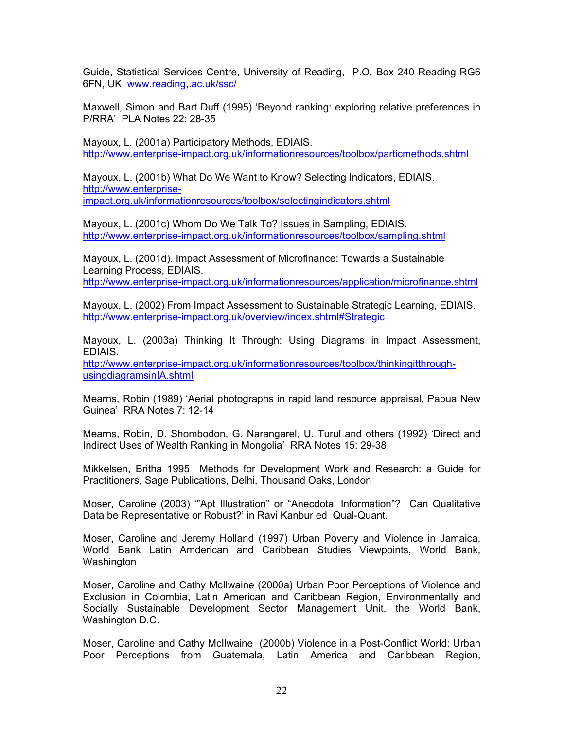Guide, Statistical Services Centre, University of Reading, P.O. Box 240 Reading RG6 6FN, UK www.reading,.ac.uk/ssc/

Maxwell, Simon and Bart Duff (1995) 'Beyond ranking: exploring relative preferences in P/RRA' PLA Notes 22: 28-35

Mayoux, L. (2001a) Participatory Methods, EDIAIS. http://www.enterprise-impact.org.uk/informationresources/toolbox/particmethods.shtml

Mayoux, L. (2001b) What Do We Want to Know? Selecting Indicators, EDIAIS. http://www.enterprise-impact.org.uk/informationresources/toolbox/selectingindicators.shtml

Mayoux, L. (2001c) Whom Do We Talk To? Issues in Sampling, EDIAIS. http://www.enterprise-impact.org.uk/informationresources/toolbox/sampling.shtml

Mayoux, L. (2001d). Impact Assessment of Microfinance: Towards a Sustainable Learning Process, EDIAIS. http://www.enterprise-impact.org.uk/informationresources/application/microfinance.shtml

Mayoux, L. (2002) From Impact Assessment to Sustainable Strategic Learning, EDIAIS. http://www.enterprise-impact.org.uk/overview/index.shtml#Strategic

Mayoux, L. (2003a) Thinking It Through: Using Diagrams in Impact Assessment, EDIAIS. http://www.enterprise-impact.org.uk/informationresources/toolbox/thinkingitthrough-usingdiagramsinIA.shtml

Mearns, Robin (1989) 'Aerial photographs in rapid land resource appraisal, Papua New Guinea' RRA Notes 7: 12-14

Mearns, Robin, D. Shombodon, G. Narangarel, U. Turul and others (1992) 'Direct and Indirect Uses of Wealth Ranking in Mongolia' RRA Notes 15: 29-38

Mikkelsen, Britha 1995 Methods for Development Work and Research: a Guide for Practitioners, Sage Publications, Delhi, Thousand Oaks, London

Moser, Caroline (2003) '"Apt Illustration" or "Anecdotal Information"? Can Qualitative Data be Representative or Robust?' in Ravi Kanbur ed Qual-Quant.

Moser, Caroline and Jeremy Holland (1997) Urban Poverty and Violence in Jamaica, World Bank Latin Amderican and Caribbean Studies Viewpoints, World Bank, Washington

Moser, Caroline and Cathy McIlwaine (2000a) Urban Poor Perceptions of Violence and Exclusion in Colombia, Latin American and Caribbean Region, Environmentally and Socially Sustainable Development Sector Management Unit, the World Bank, Washington D.C.

Moser, Caroline and Cathy McIlwaine (2000b) Violence in a Post-Conflict World: Urban Poor Perceptions from Guatemala, Latin America and Caribbean Region,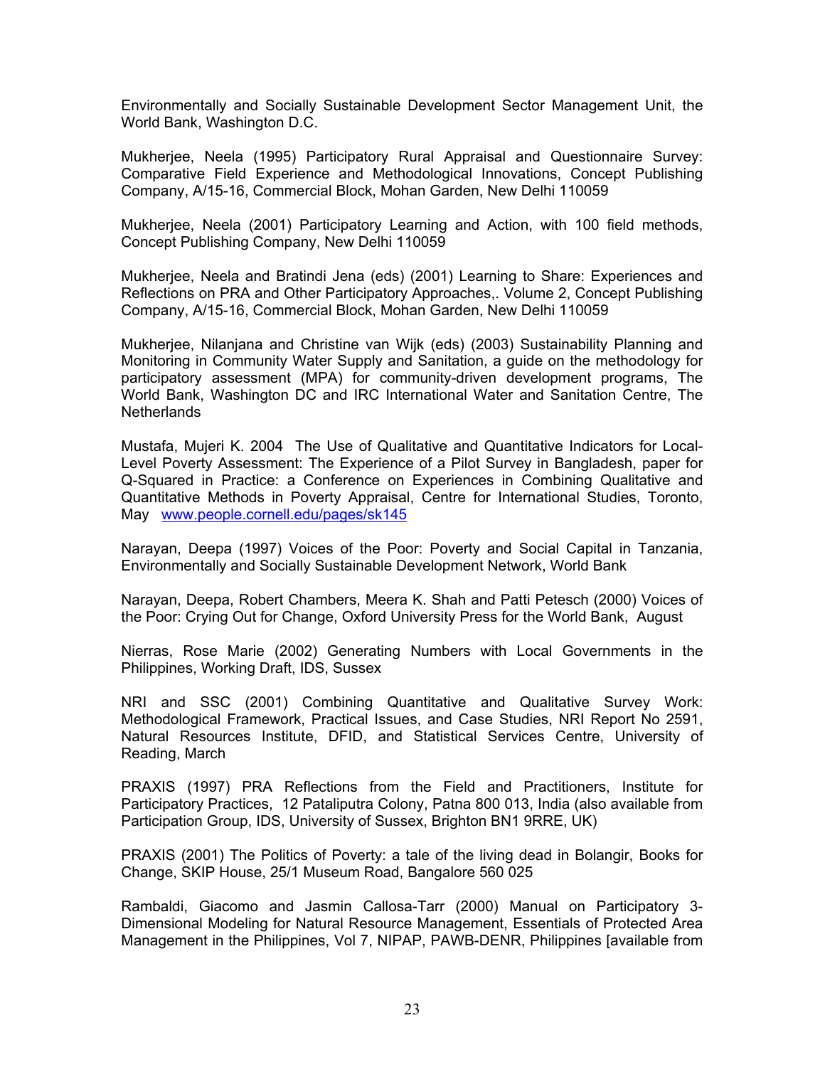Environmentally and Socially Sustainable Development Sector Management Unit, the World Bank, Washington D.C.

Mukherjee, Neela (1995) Participatory Rural Appraisal and Questionnaire Survey: Comparative Field Experience and Methodological Innovations, Concept Publishing Company, A/15-16, Commercial Block, Mohan Garden, New Delhi 110059

Mukherjee, Neela (2001) Participatory Learning and Action, with 100 field methods, Concept Publishing Company, New Delhi 110059

Mukherjee, Neela and Bratindi Jena (eds) (2001) Learning to Share: Experiences and Reflections on PRA and Other Participatory Approaches,. Volume 2, Concept Publishing Company, A/15-16, Commercial Block, Mohan Garden, New Delhi 110059

Mukherjee, Nilanjana and Christine van Wijk (eds) (2003) Sustainability Planning and Monitoring in Community Water Supply and Sanitation, a guide on the methodology for participatory assessment (MPA) for community-driven development programs, The World Bank, Washington DC and IRC International Water and Sanitation Centre, The Netherlands

Mustafa, Mujeri K. 2004 The Use of Qualitative and Quantitative Indicators for Local-Level Poverty Assessment: The Experience of a Pilot Survey in Bangladesh, paper for Q-Squared in Practice: a Conference on Experiences in Combining Qualitative and Quantitative Methods in Poverty Appraisal, Centre for International Studies, Toronto, May www.people.cornell.edu/pages/sk145

Narayan, Deepa (1997) Voices of the Poor: Poverty and Social Capital in Tanzania, Environmentally and Socially Sustainable Development Network, World Bank

Narayan, Deepa, Robert Chambers, Meera K. Shah and Patti Petesch (2000) Voices of the Poor: Crying Out for Change, Oxford University Press for the World Bank, August

Nierras, Rose Marie (2002) Generating Numbers with Local Governments in the Philippines, Working Draft, IDS, Sussex

NRI and SSC (2001) Combining Quantitative and Qualitative Survey Work: Methodological Framework, Practical Issues, and Case Studies, NRI Report No 2591, Natural Resources Institute, DFID, and Statistical Services Centre, University of Reading, March

PRAXIS (1997) PRA Reflections from the Field and Practitioners, Institute for Participatory Practices, 12 Pataliputra Colony, Patna 800 013, India (also available from Participation Group, IDS, University of Sussex, Brighton BN1 9RRE, UK)

PRAXIS (2001) The Politics of Poverty: a tale of the living dead in Bolangir, Books for Change, SKIP House, 25/1 Museum Road, Bangalore 560 025

Rambaldi, Giacomo and Jasmin Callosa-Tarr (2000) Manual on Participatory 3-Dimensional Modeling for Natural Resource Management, Essentials of Protected Area Management in the Philippines, Vol 7, NIPAP, PAWB-DENR, Philippines [available from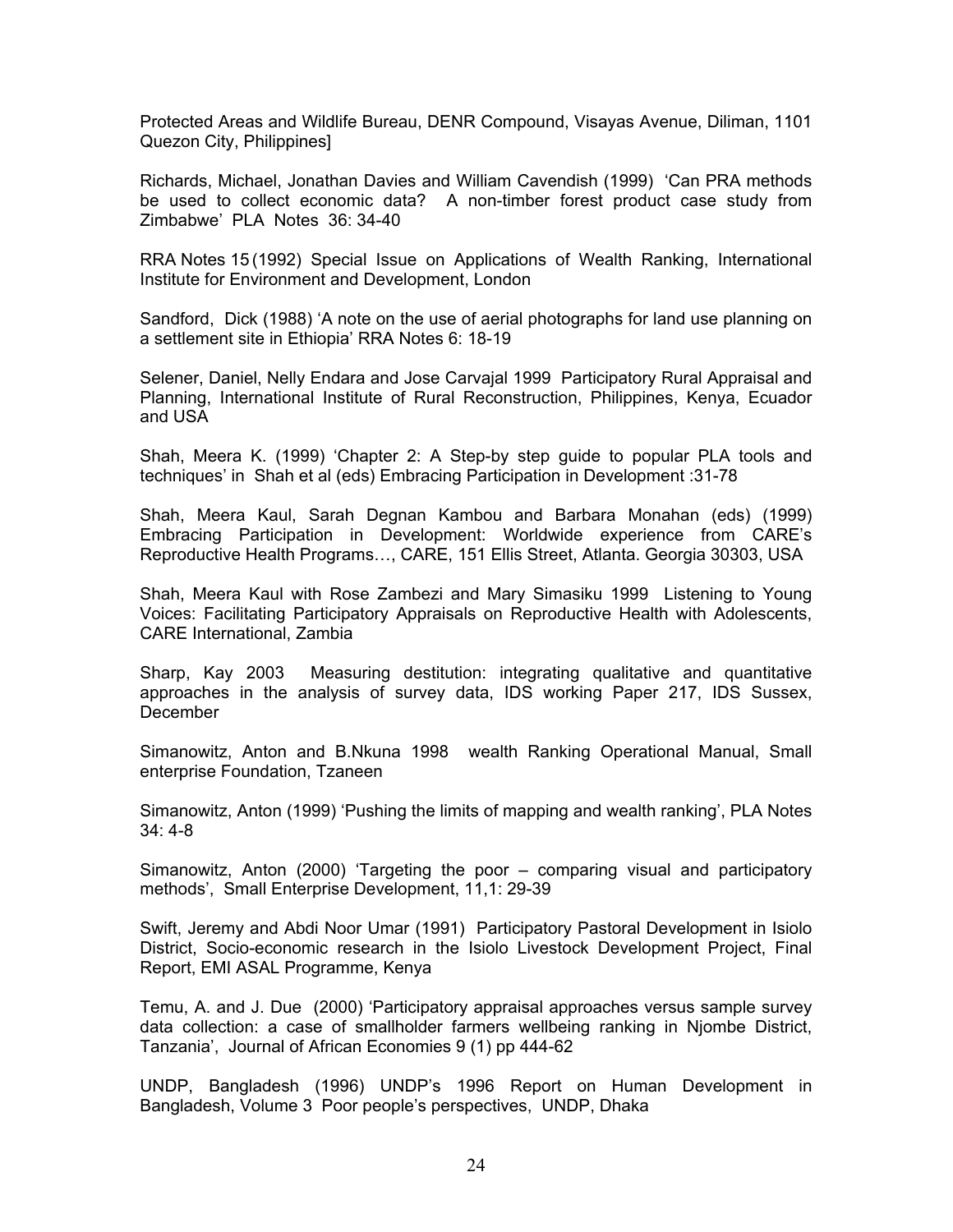Protected Areas and Wildlife Bureau, DENR Compound, Visayas Avenue, Diliman, 1101 Quezon City, Philippines]

Richards, Michael, Jonathan Davies and William Cavendish (1999) 'Can PRA methods be used to collect economic data? A non-timber forest product case study from Zimbabwe' PLA Notes 36: 34-40

RRA Notes 15 (1992) Special Issue on Applications of Wealth Ranking, International Institute for Environment and Development, London

Sandford, Dick (1988) 'A note on the use of aerial photographs for land use planning on a settlement site in Ethiopia' RRA Notes 6: 18-19

Selener, Daniel, Nelly Endara and Jose Carvajal 1999 Participatory Rural Appraisal and Planning, International Institute of Rural Reconstruction, Philippines, Kenya, Ecuador and USA

Shah, Meera K. (1999) 'Chapter 2: A Step-by step guide to popular PLA tools and techniques' in Shah et al (eds) Embracing Participation in Development :31-78

Shah, Meera Kaul, Sarah Degnan Kambou and Barbara Monahan (eds) (1999) Embracing Participation in Development: Worldwide experience from CARE's Reproductive Health Programs…, CARE, 151 Ellis Street, Atlanta. Georgia 30303, USA

Shah, Meera Kaul with Rose Zambezi and Mary Simasiku 1999 Listening to Young Voices: Facilitating Participatory Appraisals on Reproductive Health with Adolescents, CARE International, Zambia

Sharp, Kay 2003 Measuring destitution: integrating qualitative and quantitative approaches in the analysis of survey data, IDS working Paper 217, IDS Sussex, December

Simanowitz, Anton and B.Nkuna 1998 wealth Ranking Operational Manual, Small enterprise Foundation, Tzaneen

Simanowitz, Anton (1999) 'Pushing the limits of mapping and wealth ranking', PLA Notes 34: 4-8

Simanowitz, Anton (2000) 'Targeting the poor – comparing visual and participatory methods', Small Enterprise Development, 11,1: 29-39

Swift, Jeremy and Abdi Noor Umar (1991) Participatory Pastoral Development in Isiolo District, Socio-economic research in the Isiolo Livestock Development Project, Final Report, EMI ASAL Programme, Kenya

Temu, A. and J. Due (2000) 'Participatory appraisal approaches versus sample survey data collection: a case of smallholder farmers wellbeing ranking in Njombe District, Tanzania', Journal of African Economies 9 (1) pp 444-62

UNDP, Bangladesh (1996) UNDP's 1996 Report on Human Development in Bangladesh, Volume 3 Poor people's perspectives, UNDP, Dhaka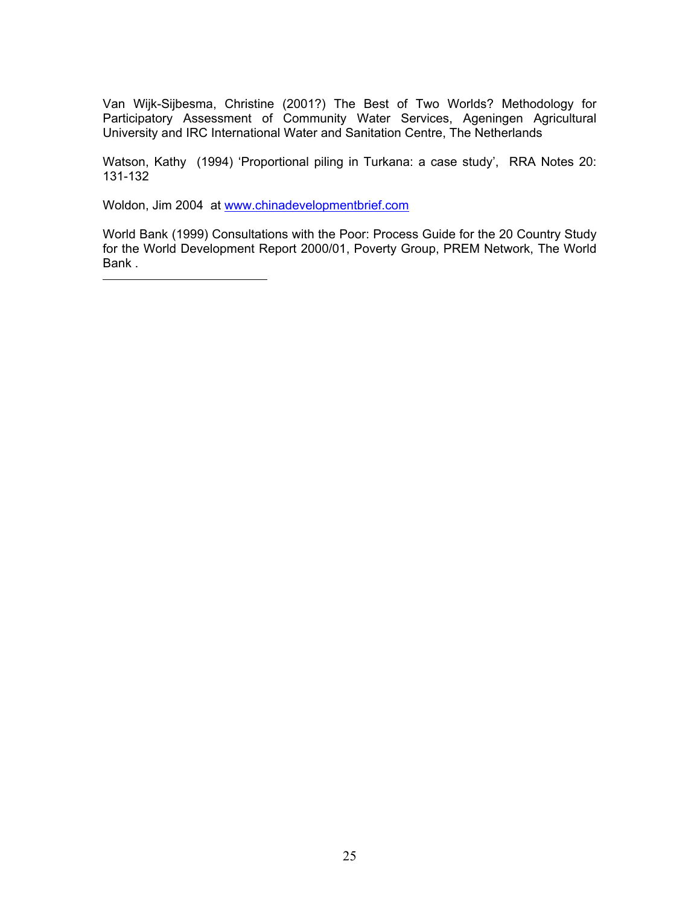Van Wijk-Sijbesma, Christine (2001?) The Best of Two Worlds? Methodology for Participatory Assessment of Community Water Services, Ageningen Agricultural University and IRC International Water and Sanitation Centre, The Netherlands

Watson, Kathy (1994) 'Proportional piling in Turkana: a case study', RRA Notes 20: 131-132

Woldon, Jim 2004 at www.chinadevelopmentbrief.com

World Bank (1999) Consultations with the Poor: Process Guide for the 20 Country Study for the World Development Report 2000/01, Poverty Group, PREM Network, The World Bank .